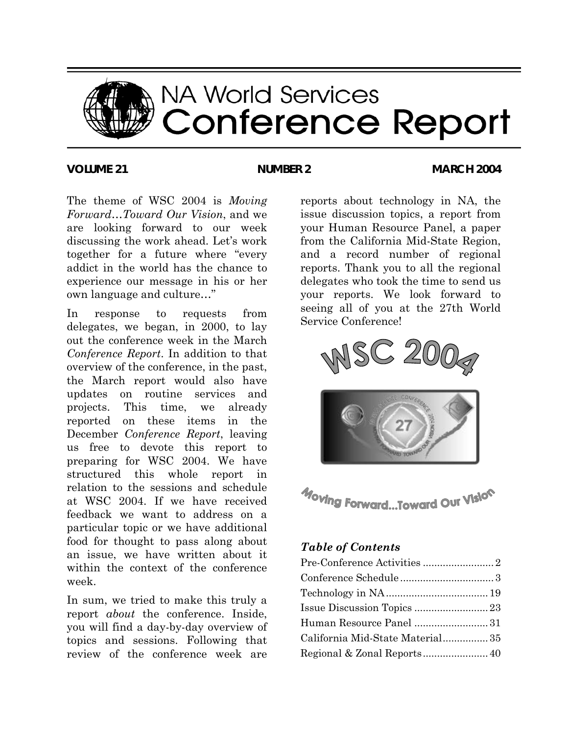# NA World Services Conference Report

**VOLUME 21** **NUMBER 2** **MARCH 2004**

The theme of WSC 2004 is *Moving Forward…Toward Our Vision*, and we are looking forward to our week discussing the work ahead. Let's work together for a future where "every addict in the world has the chance to experience our message in his or her own language and culture…"

In response to requests from delegates, we began, in 2000, to lay out the conference week in the March *Conference Report*. In addition to that overview of the conference, in the past, the March report would also have updates on routine services and projects. This time, we already reported on these items in the December *Conference Report*, leaving us free to devote this report to preparing for WSC 2004. We have structured this whole report in relation to the sessions and schedule at WSC 2004. If we have received feedback we want to address on a particular topic or we have additional food for thought to pass along about an issue, we have written about it within the context of the conference week.

In sum, we tried to make this truly a report *about* the conference. Inside, you will find a day-by-day overview of topics and sessions. Following that review of the conference week are reports about technology in NA, the issue discussion topics, a report from your Human Resource Panel, a paper from the California Mid-State Region, and a record number of regional reports. Thank you to all the regional delegates who took the time to send us your reports. We look forward to seeing all of you at the 27th World Service Conference!

WSC 2004

Moving Forward...Toward Our Vision

### *Table of Contents*

| | |
|---|---|
| Pre-Conference Activities | 2 |
| Conference Schedule | 3 |
| Technology in NA | 19 |
| Issue Discussion Topics | 23 |
| Human Resource Panel | 31 |
| California Mid-State Material | 35 |
| Regional & Zonal Reports | 40 |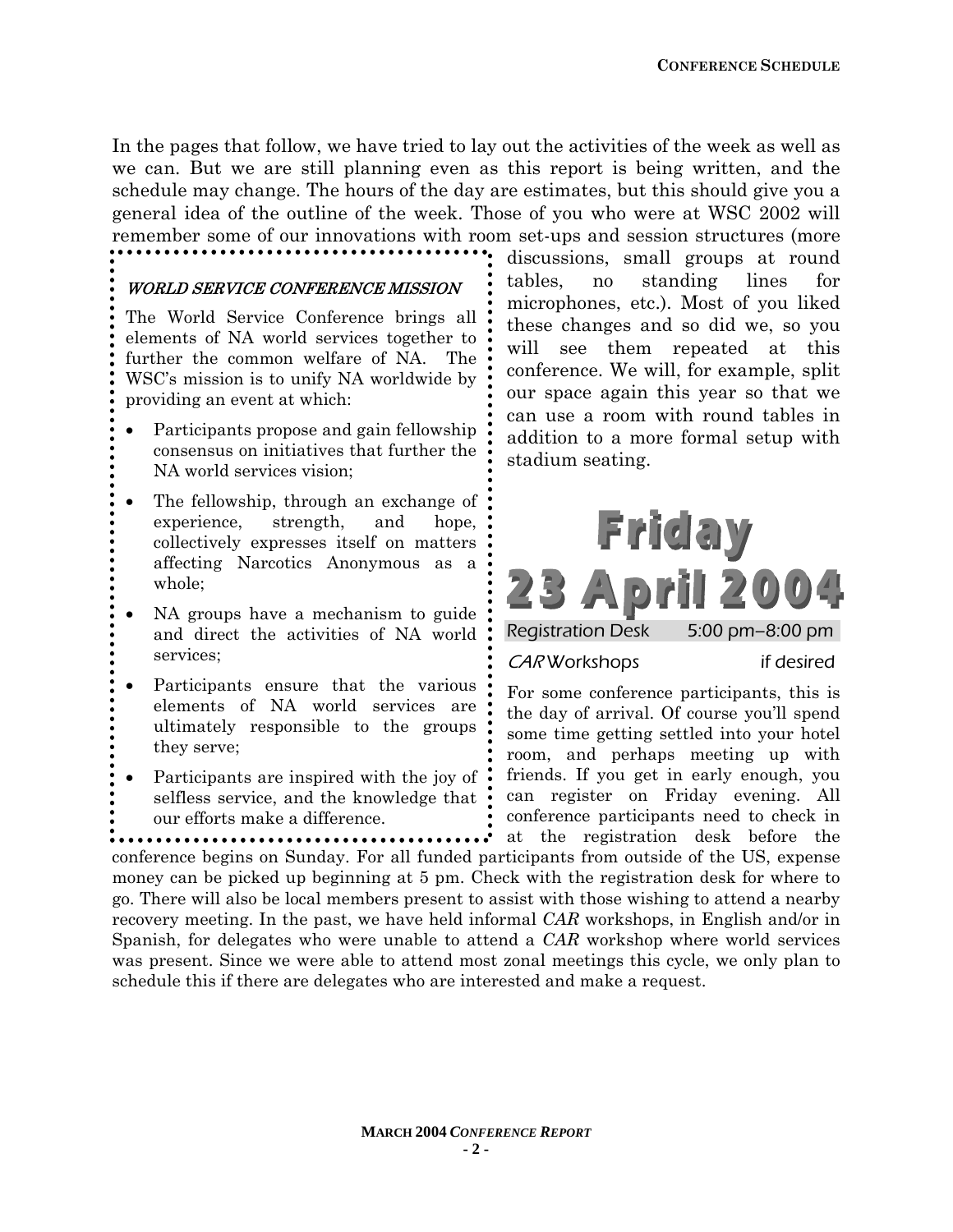In the pages that follow, we have tried to lay out the activities of the week as well as we can. But we are still planning even as this report is being written, and the schedule may change. The hours of the day are estimates, but this should give you a general idea of the outline of the week. Those of you who were at WSC 2002 will remember some of our innovations with room set-ups and session structures (more discussions, small groups at round tables, no standing lines for microphones, etc.). Most of you liked these changes and so did we, so you will see them repeated at this conference. We will, for example, split our space again this year so that we can use a room with round tables in addition to a more formal setup with stadium seating.

> ***WORLD SERVICE CONFERENCE MISSION***
>
> The World Service Conference brings all elements of NA world services together to further the common welfare of NA. The WSC's mission is to unify NA worldwide by providing an event at which:
>
> - Participants propose and gain fellowship consensus on initiatives that further the NA world services vision;
> - The fellowship, through an exchange of experience, strength, and hope, collectively expresses itself on matters affecting Narcotics Anonymous as a whole;
> - NA groups have a mechanism to guide and direct the activities of NA world services;
> - Participants ensure that the various elements of NA world services are ultimately responsible to the groups they serve;
> - Participants are inspired with the joy of selfless service, and the knowledge that our efforts make a difference.

# Friday 23 April 2004

Registration Desk 5:00 pm–8:00 pm

*CAR* Workshops if desired

For some conference participants, this is the day of arrival. Of course you'll spend some time getting settled into your hotel room, and perhaps meeting up with friends. If you get in early enough, you can register on Friday evening. All conference participants need to check in at the registration desk before the conference begins on Sunday. For all funded participants from outside of the US, expense money can be picked up beginning at 5 pm. Check with the registration desk for where to go. There will also be local members present to assist with those wishing to attend a nearby recovery meeting. In the past, we have held informal *CAR* workshops, in English and/or in Spanish, for delegates who were unable to attend a *CAR* workshop where world services was present. Since we were able to attend most zonal meetings this cycle, we only plan to schedule this if there are delegates who are interested and make a request.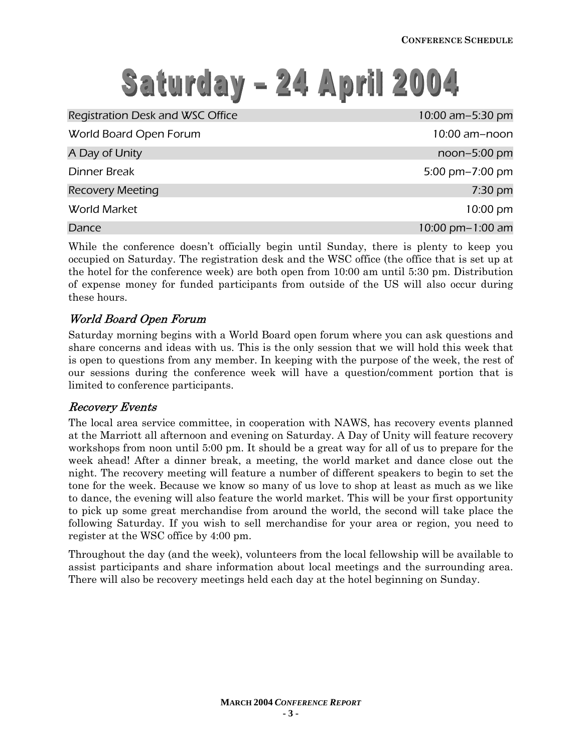# Saturday – 24 April 2004

| Event | Time |
| --- | --- |
| Registration Desk and WSC Office | 10:00 am–5:30 pm |
| World Board Open Forum | 10:00 am–noon |
| A Day of Unity | noon–5:00 pm |
| Dinner Break | 5:00 pm–7:00 pm |
| Recovery Meeting | 7:30 pm |
| World Market | 10:00 pm |
| Dance | 10:00 pm–1:00 am |

While the conference doesn't officially begin until Sunday, there is plenty to keep you occupied on Saturday. The registration desk and the WSC office (the office that is set up at the hotel for the conference week) are both open from 10:00 am until 5:30 pm. Distribution of expense money for funded participants from outside of the US will also occur during these hours.

## *World Board Open Forum*

Saturday morning begins with a World Board open forum where you can ask questions and share concerns and ideas with us. This is the only session that we will hold this week that is open to questions from any member. In keeping with the purpose of the week, the rest of our sessions during the conference week will have a question/comment portion that is limited to conference participants.

## *Recovery Events*

The local area service committee, in cooperation with NAWS, has recovery events planned at the Marriott all afternoon and evening on Saturday. A Day of Unity will feature recovery workshops from noon until 5:00 pm. It should be a great way for all of us to prepare for the week ahead! After a dinner break, a meeting, the world market and dance close out the night. The recovery meeting will feature a number of different speakers to begin to set the tone for the week. Because we know so many of us love to shop at least as much as we like to dance, the evening will also feature the world market. This will be your first opportunity to pick up some great merchandise from around the world, the second will take place the following Saturday. If you wish to sell merchandise for your area or region, you need to register at the WSC office by 4:00 pm.

Throughout the day (and the week), volunteers from the local fellowship will be available to assist participants and share information about local meetings and the surrounding area. There will also be recovery meetings held each day at the hotel beginning on Sunday.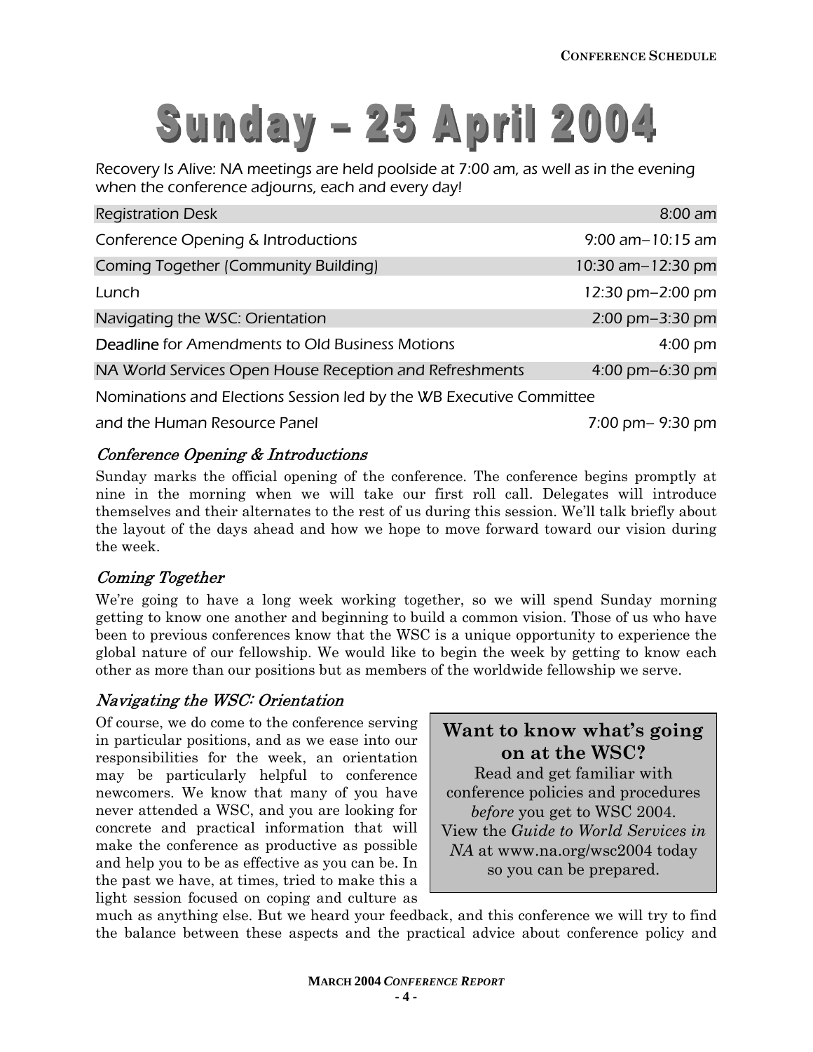# Sunday – 25 April 2004

Recovery Is Alive: NA meetings are held poolside at 7:00 am, as well as in the evening when the conference adjourns, each and every day!

| Event | Time |
|---|---|
| Registration Desk | 8:00 am |
| Conference Opening & Introductions | 9:00 am–10:15 am |
| Coming Together (Community Building) | 10:30 am–12:30 pm |
| Lunch | 12:30 pm–2:00 pm |
| Navigating the WSC: Orientation | 2:00 pm–3:30 pm |
| **Deadline** for Amendments to Old Business Motions | 4:00 pm |
| NA World Services Open House Reception and Refreshments | 4:00 pm–6:30 pm |
| Nominations and Elections Session led by the WB Executive Committee and the Human Resource Panel | 7:00 pm– 9:30 pm |

## *Conference Opening & Introductions*

Sunday marks the official opening of the conference. The conference begins promptly at nine in the morning when we will take our first roll call. Delegates will introduce themselves and their alternates to the rest of us during this session. We'll talk briefly about the layout of the days ahead and how we hope to move forward toward our vision during the week.

## *Coming Together*

We're going to have a long week working together, so we will spend Sunday morning getting to know one another and beginning to build a common vision. Those of us who have been to previous conferences know that the WSC is a unique opportunity to experience the global nature of our fellowship. We would like to begin the week by getting to know each other as more than our positions but as members of the worldwide fellowship we serve.

## *Navigating the WSC: Orientation*

Of course, we do come to the conference serving in particular positions, and as we ease into our responsibilities for the week, an orientation may be particularly helpful to conference newcomers. We know that many of you have never attended a WSC, and you are looking for concrete and practical information that will make the conference as productive as possible and help you to be as effective as you can be. In the past we have, at times, tried to make this a light session focused on coping and culture as much as anything else. But we heard your feedback, and this conference we will try to find the balance between these aspects and the practical advice about conference policy and

> **Want to know what's going on at the WSC?**
>
> Read and get familiar with conference policies and procedures *before* you get to WSC 2004. View the *Guide to World Services in NA* at www.na.org/wsc2004 today so you can be prepared.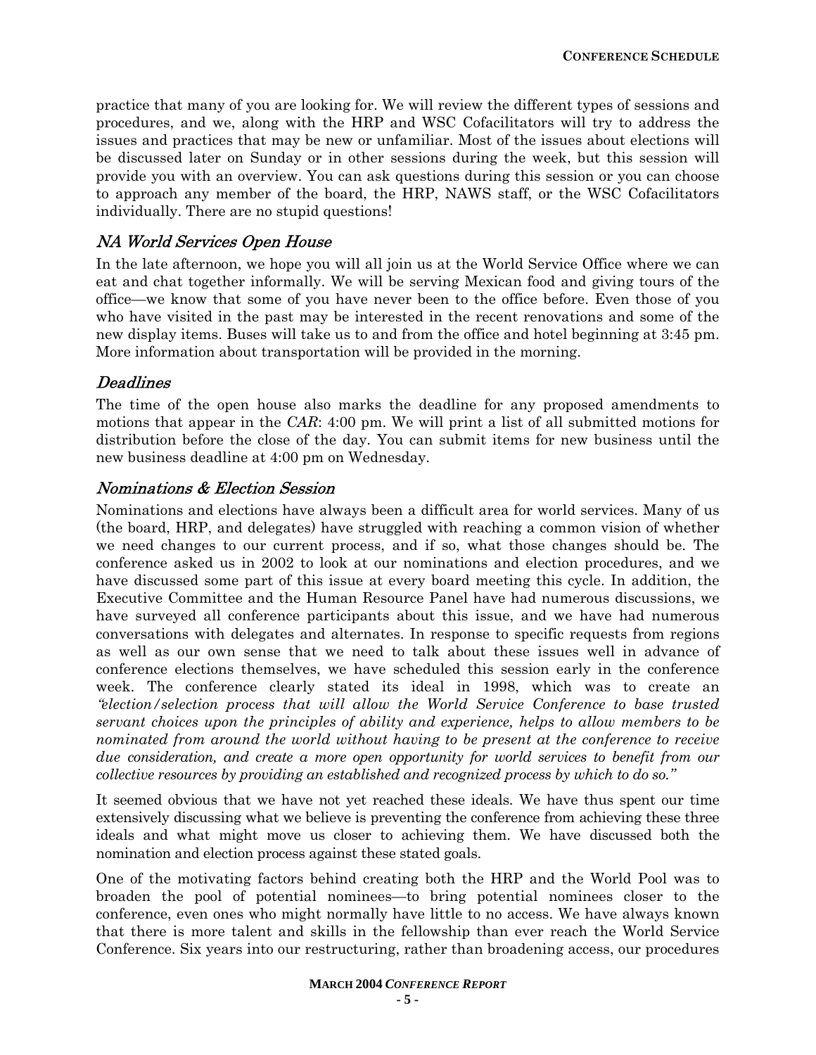practice that many of you are looking for. We will review the different types of sessions and procedures, and we, along with the HRP and WSC Cofacilitators will try to address the issues and practices that may be new or unfamiliar. Most of the issues about elections will be discussed later on Sunday or in other sessions during the week, but this session will provide you with an overview. You can ask questions during this session or you can choose to approach any member of the board, the HRP, NAWS staff, or the WSC Cofacilitators individually. There are no stupid questions!

### *NA World Services Open House*

In the late afternoon, we hope you will all join us at the World Service Office where we can eat and chat together informally. We will be serving Mexican food and giving tours of the office—we know that some of you have never been to the office before. Even those of you who have visited in the past may be interested in the recent renovations and some of the new display items. Buses will take us to and from the office and hotel beginning at 3:45 pm. More information about transportation will be provided in the morning.

### *Deadlines*

The time of the open house also marks the deadline for any proposed amendments to motions that appear in the *CAR*: 4:00 pm. We will print a list of all submitted motions for distribution before the close of the day. You can submit items for new business until the new business deadline at 4:00 pm on Wednesday.

### *Nominations & Election Session*

Nominations and elections have always been a difficult area for world services. Many of us (the board, HRP, and delegates) have struggled with reaching a common vision of whether we need changes to our current process, and if so, what those changes should be. The conference asked us in 2002 to look at our nominations and election procedures, and we have discussed some part of this issue at every board meeting this cycle. In addition, the Executive Committee and the Human Resource Panel have had numerous discussions, we have surveyed all conference participants about this issue, and we have had numerous conversations with delegates and alternates. In response to specific requests from regions as well as our own sense that we need to talk about these issues well in advance of conference elections themselves, we have scheduled this session early in the conference week. The conference clearly stated its ideal in 1998, which was to create an *"election/selection process that will allow the World Service Conference to base trusted servant choices upon the principles of ability and experience, helps to allow members to be nominated from around the world without having to be present at the conference to receive due consideration, and create a more open opportunity for world services to benefit from our collective resources by providing an established and recognized process by which to do so."*

It seemed obvious that we have not yet reached these ideals. We have thus spent our time extensively discussing what we believe is preventing the conference from achieving these three ideals and what might move us closer to achieving them. We have discussed both the nomination and election process against these stated goals.

One of the motivating factors behind creating both the HRP and the World Pool was to broaden the pool of potential nominees—to bring potential nominees closer to the conference, even ones who might normally have little to no access. We have always known that there is more talent and skills in the fellowship than ever reach the World Service Conference. Six years into our restructuring, rather than broadening access, our procedures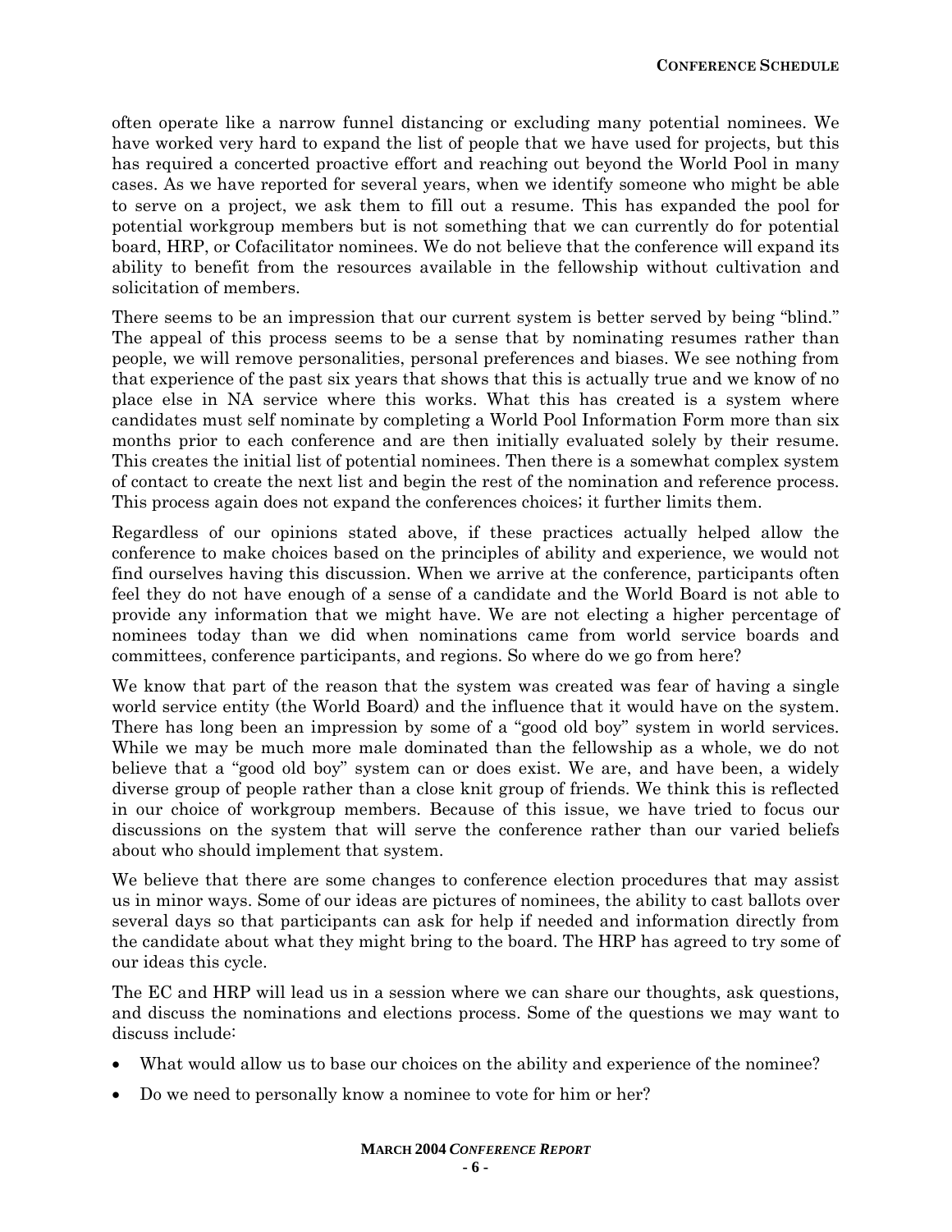often operate like a narrow funnel distancing or excluding many potential nominees. We have worked very hard to expand the list of people that we have used for projects, but this has required a concerted proactive effort and reaching out beyond the World Pool in many cases. As we have reported for several years, when we identify someone who might be able to serve on a project, we ask them to fill out a resume. This has expanded the pool for potential workgroup members but is not something that we can currently do for potential board, HRP, or Cofacilitator nominees. We do not believe that the conference will expand its ability to benefit from the resources available in the fellowship without cultivation and solicitation of members.

There seems to be an impression that our current system is better served by being "blind." The appeal of this process seems to be a sense that by nominating resumes rather than people, we will remove personalities, personal preferences and biases. We see nothing from that experience of the past six years that shows that this is actually true and we know of no place else in NA service where this works. What this has created is a system where candidates must self nominate by completing a World Pool Information Form more than six months prior to each conference and are then initially evaluated solely by their resume. This creates the initial list of potential nominees. Then there is a somewhat complex system of contact to create the next list and begin the rest of the nomination and reference process. This process again does not expand the conferences choices; it further limits them.

Regardless of our opinions stated above, if these practices actually helped allow the conference to make choices based on the principles of ability and experience, we would not find ourselves having this discussion. When we arrive at the conference, participants often feel they do not have enough of a sense of a candidate and the World Board is not able to provide any information that we might have. We are not electing a higher percentage of nominees today than we did when nominations came from world service boards and committees, conference participants, and regions. So where do we go from here?

We know that part of the reason that the system was created was fear of having a single world service entity (the World Board) and the influence that it would have on the system. There has long been an impression by some of a "good old boy" system in world services. While we may be much more male dominated than the fellowship as a whole, we do not believe that a "good old boy" system can or does exist. We are, and have been, a widely diverse group of people rather than a close knit group of friends. We think this is reflected in our choice of workgroup members. Because of this issue, we have tried to focus our discussions on the system that will serve the conference rather than our varied beliefs about who should implement that system.

We believe that there are some changes to conference election procedures that may assist us in minor ways. Some of our ideas are pictures of nominees, the ability to cast ballots over several days so that participants can ask for help if needed and information directly from the candidate about what they might bring to the board. The HRP has agreed to try some of our ideas this cycle.

The EC and HRP will lead us in a session where we can share our thoughts, ask questions, and discuss the nominations and elections process. Some of the questions we may want to discuss include:

- What would allow us to base our choices on the ability and experience of the nominee?
- Do we need to personally know a nominee to vote for him or her?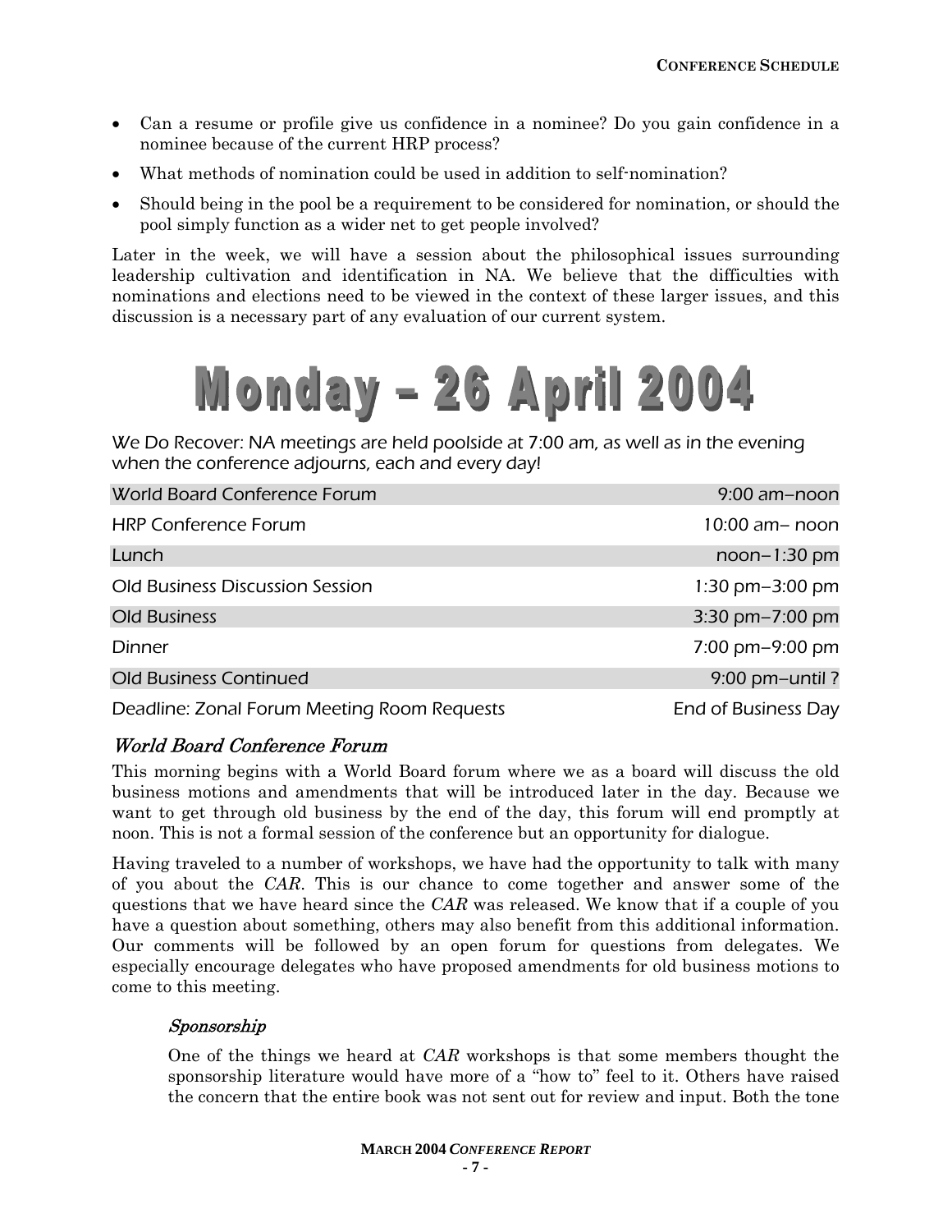- Can a resume or profile give us confidence in a nominee? Do you gain confidence in a nominee because of the current HRP process?
- What methods of nomination could be used in addition to self-nomination?
- Should being in the pool be a requirement to be considered for nomination, or should the pool simply function as a wider net to get people involved?

Later in the week, we will have a session about the philosophical issues surrounding leadership cultivation and identification in NA. We believe that the difficulties with nominations and elections need to be viewed in the context of these larger issues, and this discussion is a necessary part of any evaluation of our current system.

# Monday – 26 April 2004

*We Do Recover: NA meetings are held poolside at 7:00 am, as well as in the evening when the conference adjourns, each and every day!*

| | |
|---|---|
| World Board Conference Forum | 9:00 am–noon |
| HRP Conference Forum | 10:00 am– noon |
| Lunch | noon–1:30 pm |
| Old Business Discussion Session | 1:30 pm–3:00 pm |
| Old Business | 3:30 pm–7:00 pm |
| Dinner | 7:00 pm–9:00 pm |
| Old Business Continued | 9:00 pm–until ? |
| Deadline: Zonal Forum Meeting Room Requests | End of Business Day |

## *World Board Conference Forum*

This morning begins with a World Board forum where we as a board will discuss the old business motions and amendments that will be introduced later in the day. Because we want to get through old business by the end of the day, this forum will end promptly at noon. This is not a formal session of the conference but an opportunity for dialogue.

Having traveled to a number of workshops, we have had the opportunity to talk with many of you about the *CAR*. This is our chance to come together and answer some of the questions that we have heard since the *CAR* was released. We know that if a couple of you have a question about something, others may also benefit from this additional information. Our comments will be followed by an open forum for questions from delegates. We especially encourage delegates who have proposed amendments for old business motions to come to this meeting.

### *Sponsorship*

One of the things we heard at *CAR* workshops is that some members thought the sponsorship literature would have more of a "how to" feel to it. Others have raised the concern that the entire book was not sent out for review and input. Both the tone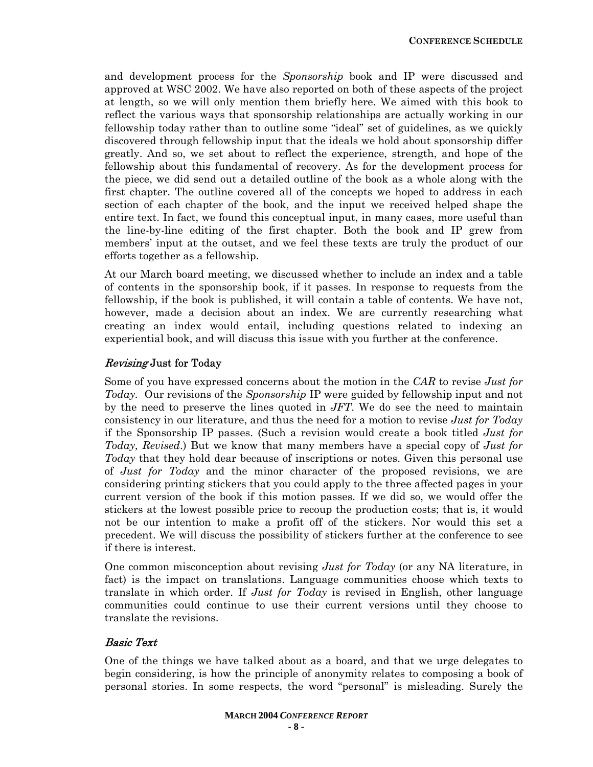and development process for the *Sponsorship* book and IP were discussed and approved at WSC 2002. We have also reported on both of these aspects of the project at length, so we will only mention them briefly here. We aimed with this book to reflect the various ways that sponsorship relationships are actually working in our fellowship today rather than to outline some "ideal" set of guidelines, as we quickly discovered through fellowship input that the ideals we hold about sponsorship differ greatly. And so, we set about to reflect the experience, strength, and hope of the fellowship about this fundamental of recovery. As for the development process for the piece, we did send out a detailed outline of the book as a whole along with the first chapter. The outline covered all of the concepts we hoped to address in each section of each chapter of the book, and the input we received helped shape the entire text. In fact, we found this conceptual input, in many cases, more useful than the line-by-line editing of the first chapter. Both the book and IP grew from members' input at the outset, and we feel these texts are truly the product of our efforts together as a fellowship.

At our March board meeting, we discussed whether to include an index and a table of contents in the sponsorship book, if it passes. In response to requests from the fellowship, if the book is published, it will contain a table of contents. We have not, however, made a decision about an index. We are currently researching what creating an index would entail, including questions related to indexing an experiential book, and will discuss this issue with you further at the conference.

### *Revising* Just for Today

Some of you have expressed concerns about the motion in the *CAR* to revise *Just for Today*. Our revisions of the *Sponsorship* IP were guided by fellowship input and not by the need to preserve the lines quoted in *JFT*. We do see the need to maintain consistency in our literature, and thus the need for a motion to revise *Just for Today* if the Sponsorship IP passes. (Such a revision would create a book titled *Just for Today, Revised*.) But we know that many members have a special copy of *Just for Today* that they hold dear because of inscriptions or notes. Given this personal use of *Just for Today* and the minor character of the proposed revisions, we are considering printing stickers that you could apply to the three affected pages in your current version of the book if this motion passes. If we did so, we would offer the stickers at the lowest possible price to recoup the production costs; that is, it would not be our intention to make a profit off of the stickers. Nor would this set a precedent. We will discuss the possibility of stickers further at the conference to see if there is interest.

One common misconception about revising *Just for Today* (or any NA literature, in fact) is the impact on translations. Language communities choose which texts to translate in which order. If *Just for Today* is revised in English, other language communities could continue to use their current versions until they choose to translate the revisions.

### *Basic Text*

One of the things we have talked about as a board, and that we urge delegates to begin considering, is how the principle of anonymity relates to composing a book of personal stories. In some respects, the word "personal" is misleading. Surely the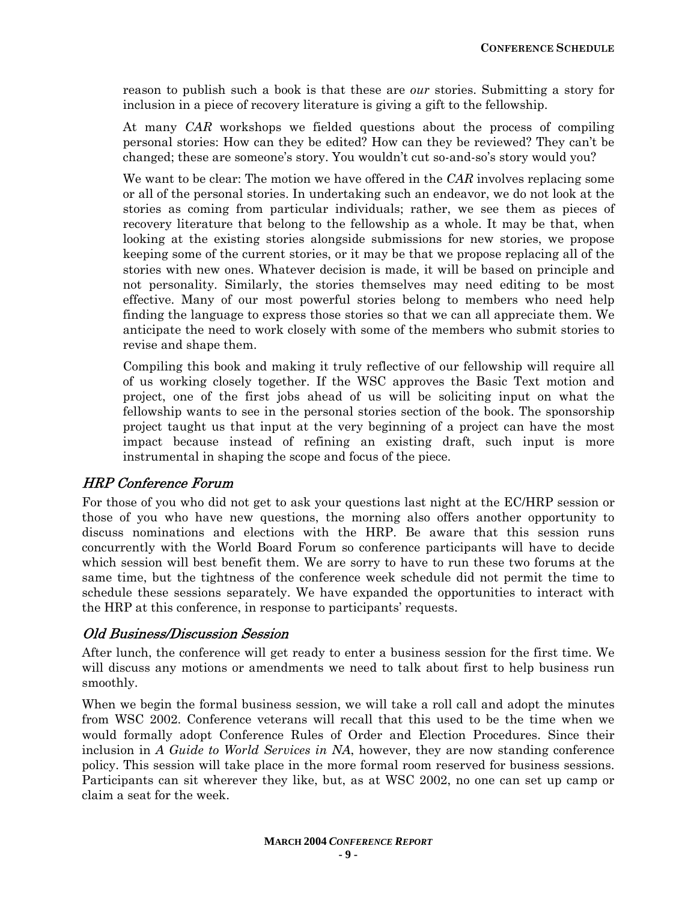reason to publish such a book is that these are *our* stories. Submitting a story for inclusion in a piece of recovery literature is giving a gift to the fellowship.

At many *CAR* workshops we fielded questions about the process of compiling personal stories: How can they be edited? How can they be reviewed? They can't be changed; these are someone's story. You wouldn't cut so-and-so's story would you?

We want to be clear: The motion we have offered in the *CAR* involves replacing some or all of the personal stories. In undertaking such an endeavor, we do not look at the stories as coming from particular individuals; rather, we see them as pieces of recovery literature that belong to the fellowship as a whole. It may be that, when looking at the existing stories alongside submissions for new stories, we propose keeping some of the current stories, or it may be that we propose replacing all of the stories with new ones. Whatever decision is made, it will be based on principle and not personality. Similarly, the stories themselves may need editing to be most effective. Many of our most powerful stories belong to members who need help finding the language to express those stories so that we can all appreciate them. We anticipate the need to work closely with some of the members who submit stories to revise and shape them.

Compiling this book and making it truly reflective of our fellowship will require all of us working closely together. If the WSC approves the Basic Text motion and project, one of the first jobs ahead of us will be soliciting input on what the fellowship wants to see in the personal stories section of the book. The sponsorship project taught us that input at the very beginning of a project can have the most impact because instead of refining an existing draft, such input is more instrumental in shaping the scope and focus of the piece.

## *HRP Conference Forum*

For those of you who did not get to ask your questions last night at the EC/HRP session or those of you who have new questions, the morning also offers another opportunity to discuss nominations and elections with the HRP. Be aware that this session runs concurrently with the World Board Forum so conference participants will have to decide which session will best benefit them. We are sorry to have to run these two forums at the same time, but the tightness of the conference week schedule did not permit the time to schedule these sessions separately. We have expanded the opportunities to interact with the HRP at this conference, in response to participants' requests.

## *Old Business/Discussion Session*

After lunch, the conference will get ready to enter a business session for the first time. We will discuss any motions or amendments we need to talk about first to help business run smoothly.

When we begin the formal business session, we will take a roll call and adopt the minutes from WSC 2002. Conference veterans will recall that this used to be the time when we would formally adopt Conference Rules of Order and Election Procedures. Since their inclusion in *A Guide to World Services in NA*, however, they are now standing conference policy. This session will take place in the more formal room reserved for business sessions. Participants can sit wherever they like, but, as at WSC 2002, no one can set up camp or claim a seat for the week.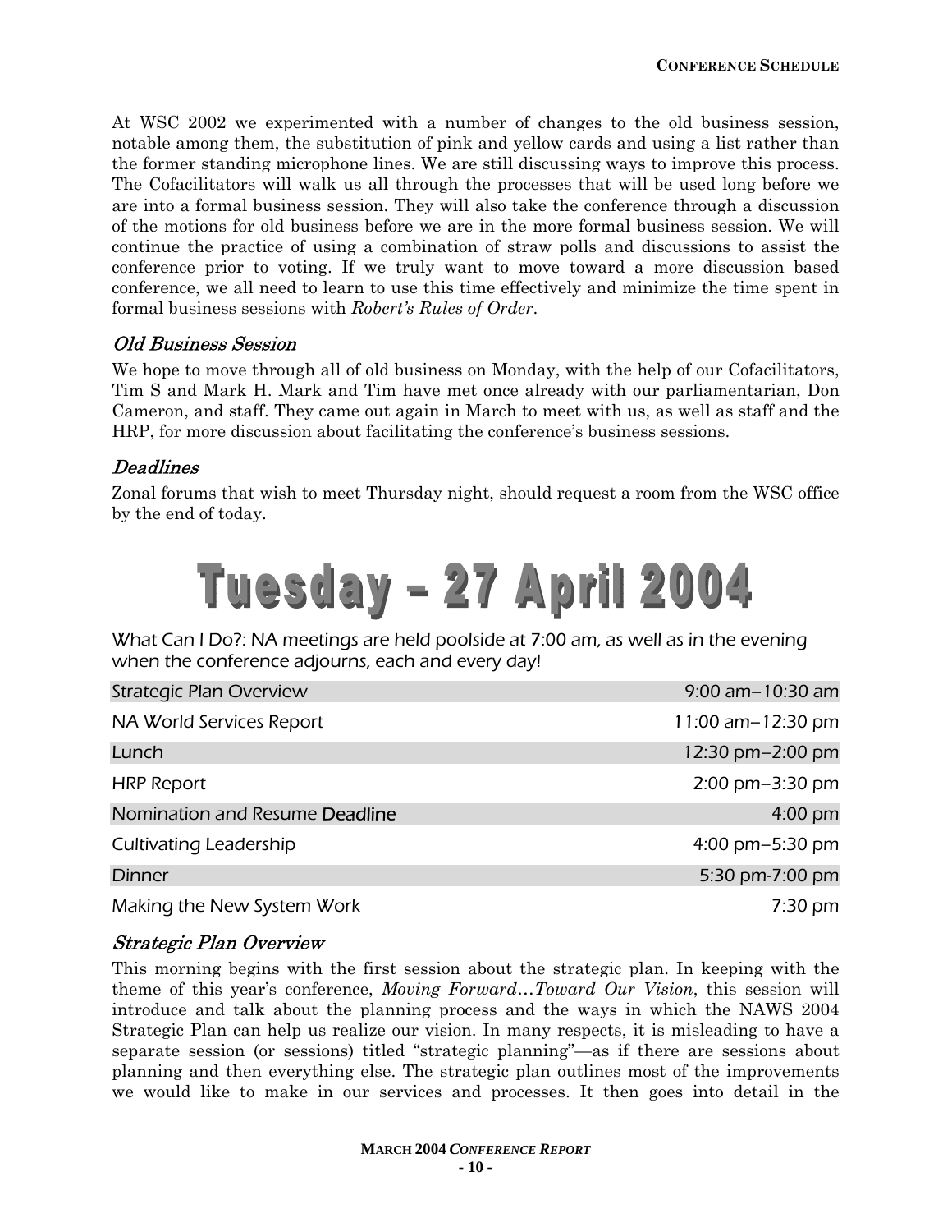At WSC 2002 we experimented with a number of changes to the old business session, notable among them, the substitution of pink and yellow cards and using a list rather than the former standing microphone lines. We are still discussing ways to improve this process. The Cofacilitators will walk us all through the processes that will be used long before we are into a formal business session. They will also take the conference through a discussion of the motions for old business before we are in the more formal business session. We will continue the practice of using a combination of straw polls and discussions to assist the conference prior to voting. If we truly want to move toward a more discussion based conference, we all need to learn to use this time effectively and minimize the time spent in formal business sessions with *Robert's Rules of Order*.

### *Old Business Session*

We hope to move through all of old business on Monday, with the help of our Cofacilitators, Tim S and Mark H. Mark and Tim have met once already with our parliamentarian, Don Cameron, and staff. They came out again in March to meet with us, as well as staff and the HRP, for more discussion about facilitating the conference's business sessions.

### *Deadlines*

Zonal forums that wish to meet Thursday night, should request a room from the WSC office by the end of today.

# Tuesday – 27 April 2004

What Can I Do?: NA meetings are held poolside at 7:00 am, as well as in the evening when the conference adjourns, each and every day!

| | |
|---|---|
| Strategic Plan Overview | 9:00 am–10:30 am |
| NA World Services Report | 11:00 am–12:30 pm |
| Lunch | 12:30 pm–2:00 pm |
| HRP Report | 2:00 pm–3:30 pm |
| Nomination and Resume Deadline | 4:00 pm |
| Cultivating Leadership | 4:00 pm–5:30 pm |
| Dinner | 5:30 pm-7:00 pm |
| Making the New System Work | 7:30 pm |

### *Strategic Plan Overview*

This morning begins with the first session about the strategic plan. In keeping with the theme of this year's conference, *Moving Forward…Toward Our Vision*, this session will introduce and talk about the planning process and the ways in which the NAWS 2004 Strategic Plan can help us realize our vision. In many respects, it is misleading to have a separate session (or sessions) titled "strategic planning"—as if there are sessions about planning and then everything else. The strategic plan outlines most of the improvements we would like to make in our services and processes. It then goes into detail in the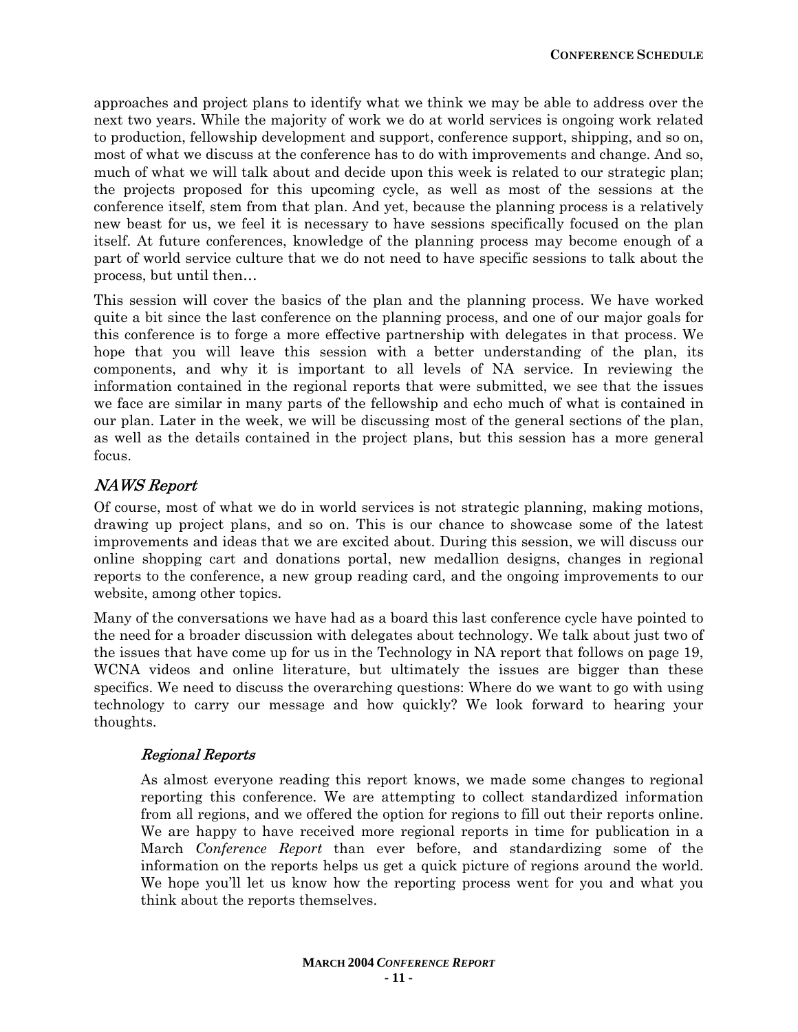approaches and project plans to identify what we think we may be able to address over the next two years. While the majority of work we do at world services is ongoing work related to production, fellowship development and support, conference support, shipping, and so on, most of what we discuss at the conference has to do with improvements and change. And so, much of what we will talk about and decide upon this week is related to our strategic plan; the projects proposed for this upcoming cycle, as well as most of the sessions at the conference itself, stem from that plan. And yet, because the planning process is a relatively new beast for us, we feel it is necessary to have sessions specifically focused on the plan itself. At future conferences, knowledge of the planning process may become enough of a part of world service culture that we do not need to have specific sessions to talk about the process, but until then…

This session will cover the basics of the plan and the planning process. We have worked quite a bit since the last conference on the planning process, and one of our major goals for this conference is to forge a more effective partnership with delegates in that process. We hope that you will leave this session with a better understanding of the plan, its components, and why it is important to all levels of NA service. In reviewing the information contained in the regional reports that were submitted, we see that the issues we face are similar in many parts of the fellowship and echo much of what is contained in our plan. Later in the week, we will be discussing most of the general sections of the plan, as well as the details contained in the project plans, but this session has a more general focus.

## *NAWS Report*

Of course, most of what we do in world services is not strategic planning, making motions, drawing up project plans, and so on. This is our chance to showcase some of the latest improvements and ideas that we are excited about. During this session, we will discuss our online shopping cart and donations portal, new medallion designs, changes in regional reports to the conference, a new group reading card, and the ongoing improvements to our website, among other topics.

Many of the conversations we have had as a board this last conference cycle have pointed to the need for a broader discussion with delegates about technology. We talk about just two of the issues that have come up for us in the Technology in NA report that follows on page 19, WCNA videos and online literature, but ultimately the issues are bigger than these specifics. We need to discuss the overarching questions: Where do we want to go with using technology to carry our message and how quickly? We look forward to hearing your thoughts.

### *Regional Reports*

As almost everyone reading this report knows, we made some changes to regional reporting this conference. We are attempting to collect standardized information from all regions, and we offered the option for regions to fill out their reports online. We are happy to have received more regional reports in time for publication in a March *Conference Report* than ever before, and standardizing some of the information on the reports helps us get a quick picture of regions around the world. We hope you'll let us know how the reporting process went for you and what you think about the reports themselves.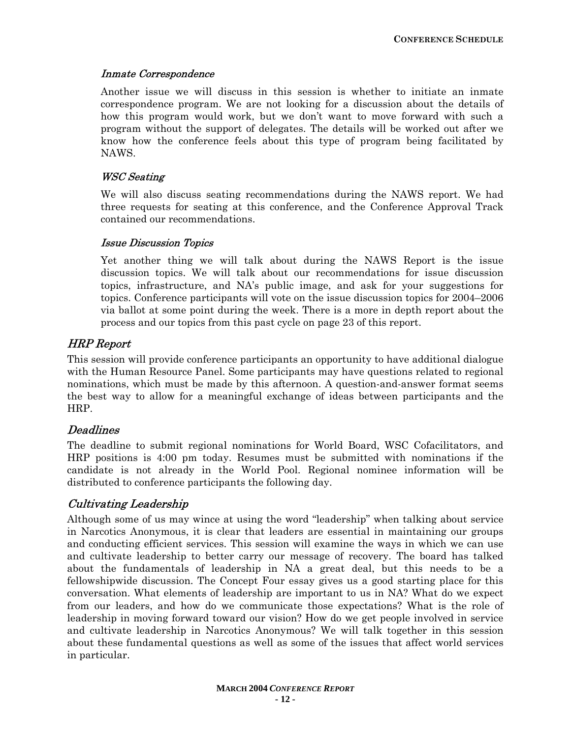### *Inmate Correspondence*

Another issue we will discuss in this session is whether to initiate an inmate correspondence program. We are not looking for a discussion about the details of how this program would work, but we don't want to move forward with such a program without the support of delegates. The details will be worked out after we know how the conference feels about this type of program being facilitated by NAWS.

### *WSC Seating*

We will also discuss seating recommendations during the NAWS report. We had three requests for seating at this conference, and the Conference Approval Track contained our recommendations.

### *Issue Discussion Topics*

Yet another thing we will talk about during the NAWS Report is the issue discussion topics. We will talk about our recommendations for issue discussion topics, infrastructure, and NA's public image, and ask for your suggestions for topics. Conference participants will vote on the issue discussion topics for 2004–2006 via ballot at some point during the week. There is a more in depth report about the process and our topics from this past cycle on page 23 of this report.

## *HRP Report*

This session will provide conference participants an opportunity to have additional dialogue with the Human Resource Panel. Some participants may have questions related to regional nominations, which must be made by this afternoon. A question-and-answer format seems the best way to allow for a meaningful exchange of ideas between participants and the HRP.

## *Deadlines*

The deadline to submit regional nominations for World Board, WSC Cofacilitators, and HRP positions is 4:00 pm today. Resumes must be submitted with nominations if the candidate is not already in the World Pool. Regional nominee information will be distributed to conference participants the following day.

## *Cultivating Leadership*

Although some of us may wince at using the word "leadership" when talking about service in Narcotics Anonymous, it is clear that leaders are essential in maintaining our groups and conducting efficient services. This session will examine the ways in which we can use and cultivate leadership to better carry our message of recovery. The board has talked about the fundamentals of leadership in NA a great deal, but this needs to be a fellowshipwide discussion. The Concept Four essay gives us a good starting place for this conversation. What elements of leadership are important to us in NA? What do we expect from our leaders, and how do we communicate those expectations? What is the role of leadership in moving forward toward our vision? How do we get people involved in service and cultivate leadership in Narcotics Anonymous? We will talk together in this session about these fundamental questions as well as some of the issues that affect world services in particular.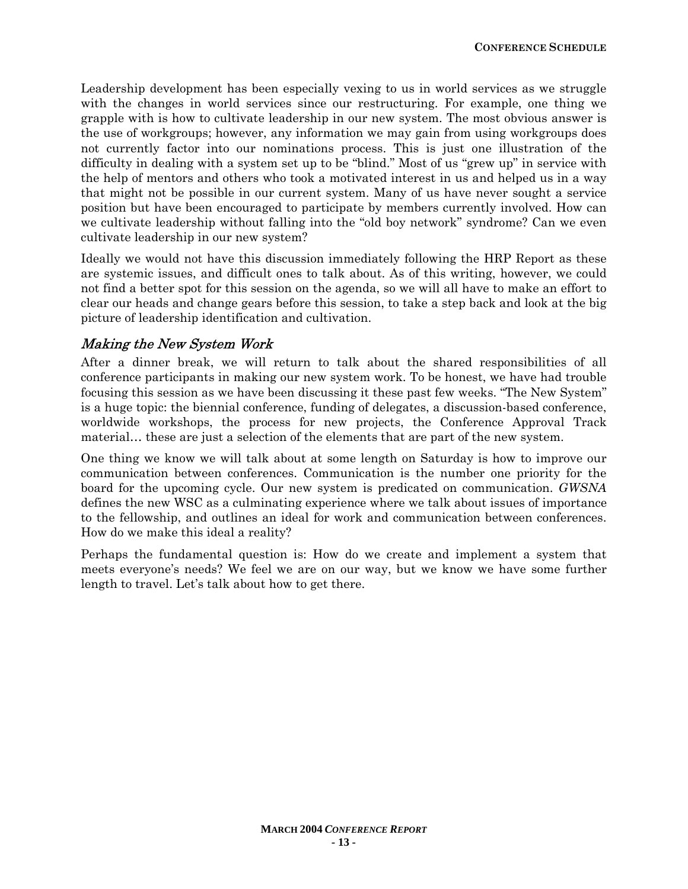Leadership development has been especially vexing to us in world services as we struggle with the changes in world services since our restructuring. For example, one thing we grapple with is how to cultivate leadership in our new system. The most obvious answer is the use of workgroups; however, any information we may gain from using workgroups does not currently factor into our nominations process. This is just one illustration of the difficulty in dealing with a system set up to be "blind." Most of us "grew up" in service with the help of mentors and others who took a motivated interest in us and helped us in a way that might not be possible in our current system. Many of us have never sought a service position but have been encouraged to participate by members currently involved. How can we cultivate leadership without falling into the "old boy network" syndrome? Can we even cultivate leadership in our new system?

Ideally we would not have this discussion immediately following the HRP Report as these are systemic issues, and difficult ones to talk about. As of this writing, however, we could not find a better spot for this session on the agenda, so we will all have to make an effort to clear our heads and change gears before this session, to take a step back and look at the big picture of leadership identification and cultivation.

### *Making the New System Work*

After a dinner break, we will return to talk about the shared responsibilities of all conference participants in making our new system work. To be honest, we have had trouble focusing this session as we have been discussing it these past few weeks. "The New System" is a huge topic: the biennial conference, funding of delegates, a discussion-based conference, worldwide workshops, the process for new projects, the Conference Approval Track material… these are just a selection of the elements that are part of the new system.

One thing we know we will talk about at some length on Saturday is how to improve our communication between conferences. Communication is the number one priority for the board for the upcoming cycle. Our new system is predicated on communication. *GWSNA* defines the new WSC as a culminating experience where we talk about issues of importance to the fellowship, and outlines an ideal for work and communication between conferences. How do we make this ideal a reality?

Perhaps the fundamental question is: How do we create and implement a system that meets everyone's needs? We feel we are on our way, but we know we have some further length to travel. Let's talk about how to get there.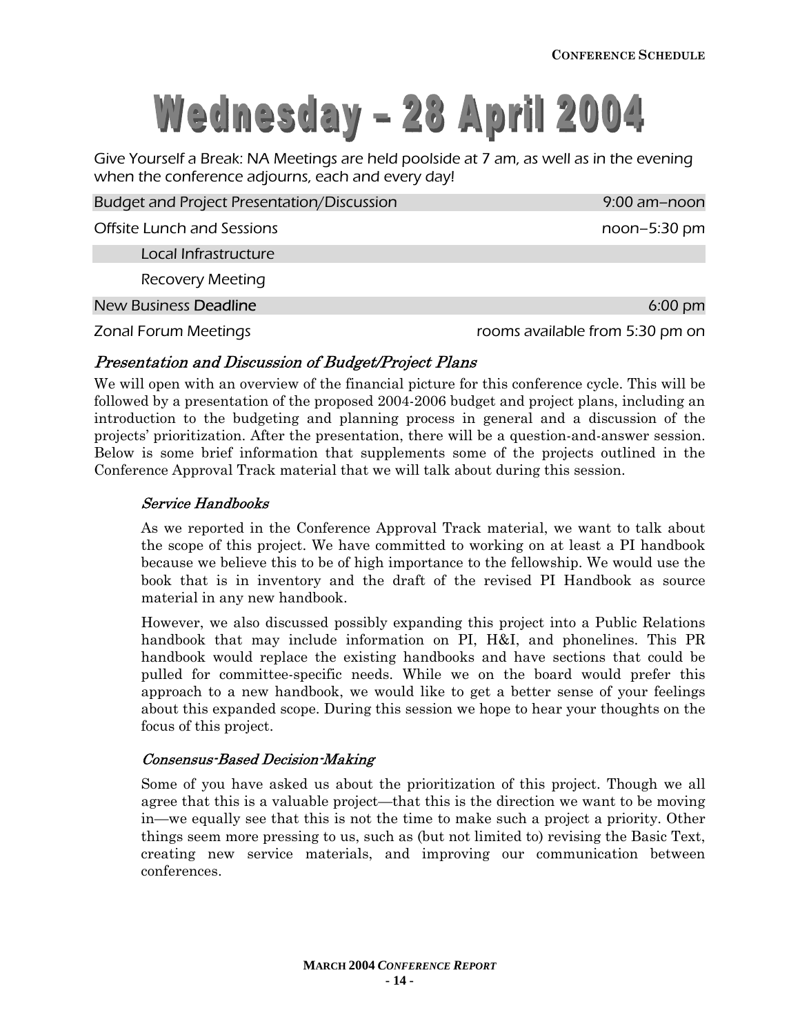# Wednesday – 28 April 2004

Give Yourself a Break: NA Meetings are held poolside at 7 am, as well as in the evening when the conference adjourns, each and every day!

| Event | Time |
|---|---|
| Budget and Project Presentation/Discussion | 9:00 am–noon |
| Offsite Lunch and Sessions | noon–5:30 pm |
| Local Infrastructure | |
| Recovery Meeting | |
| New Business Deadline | 6:00 pm |
| Zonal Forum Meetings | rooms available from 5:30 pm on |

### *Presentation and Discussion of Budget/Project Plans*

We will open with an overview of the financial picture for this conference cycle. This will be followed by a presentation of the proposed 2004-2006 budget and project plans, including an introduction to the budgeting and planning process in general and a discussion of the projects' prioritization. After the presentation, there will be a question-and-answer session. Below is some brief information that supplements some of the projects outlined in the Conference Approval Track material that we will talk about during this session.

#### *Service Handbooks*

As we reported in the Conference Approval Track material, we want to talk about the scope of this project. We have committed to working on at least a PI handbook because we believe this to be of high importance to the fellowship. We would use the book that is in inventory and the draft of the revised PI Handbook as source material in any new handbook.

However, we also discussed possibly expanding this project into a Public Relations handbook that may include information on PI, H&I, and phonelines. This PR handbook would replace the existing handbooks and have sections that could be pulled for committee-specific needs. While we on the board would prefer this approach to a new handbook, we would like to get a better sense of your feelings about this expanded scope. During this session we hope to hear your thoughts on the focus of this project.

#### *Consensus-Based Decision-Making*

Some of you have asked us about the prioritization of this project. Though we all agree that this is a valuable project—that this is the direction we want to be moving in—we equally see that this is not the time to make such a project a priority. Other things seem more pressing to us, such as (but not limited to) revising the Basic Text, creating new service materials, and improving our communication between conferences.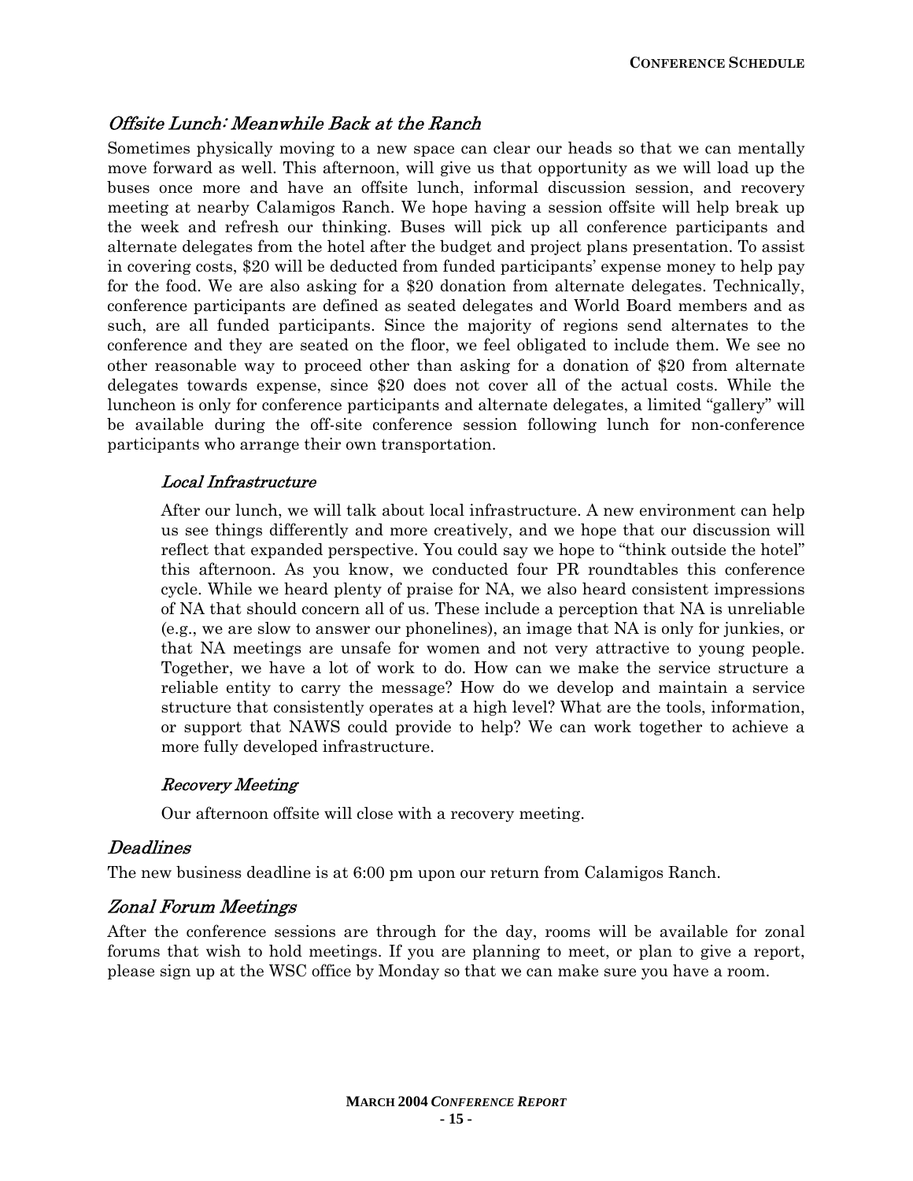## *Offsite Lunch: Meanwhile Back at the Ranch*

Sometimes physically moving to a new space can clear our heads so that we can mentally move forward as well. This afternoon, will give us that opportunity as we will load up the buses once more and have an offsite lunch, informal discussion session, and recovery meeting at nearby Calamigos Ranch. We hope having a session offsite will help break up the week and refresh our thinking. Buses will pick up all conference participants and alternate delegates from the hotel after the budget and project plans presentation. To assist in covering costs, $20 will be deducted from funded participants' expense money to help pay for the food. We are also asking for a $20 donation from alternate delegates. Technically, conference participants are defined as seated delegates and World Board members and as such, are all funded participants. Since the majority of regions send alternates to the conference and they are seated on the floor, we feel obligated to include them. We see no other reasonable way to proceed other than asking for a donation of $20 from alternate delegates towards expense, since $20 does not cover all of the actual costs. While the luncheon is only for conference participants and alternate delegates, a limited "gallery" will be available during the off-site conference session following lunch for non-conference participants who arrange their own transportation.

### *Local Infrastructure*

After our lunch, we will talk about local infrastructure. A new environment can help us see things differently and more creatively, and we hope that our discussion will reflect that expanded perspective. You could say we hope to "think outside the hotel" this afternoon. As you know, we conducted four PR roundtables this conference cycle. While we heard plenty of praise for NA, we also heard consistent impressions of NA that should concern all of us. These include a perception that NA is unreliable (e.g., we are slow to answer our phonelines), an image that NA is only for junkies, or that NA meetings are unsafe for women and not very attractive to young people. Together, we have a lot of work to do. How can we make the service structure a reliable entity to carry the message? How do we develop and maintain a service structure that consistently operates at a high level? What are the tools, information, or support that NAWS could provide to help? We can work together to achieve a more fully developed infrastructure.

### *Recovery Meeting*

Our afternoon offsite will close with a recovery meeting.

## *Deadlines*

The new business deadline is at 6:00 pm upon our return from Calamigos Ranch.

## *Zonal Forum Meetings*

After the conference sessions are through for the day, rooms will be available for zonal forums that wish to hold meetings. If you are planning to meet, or plan to give a report, please sign up at the WSC office by Monday so that we can make sure you have a room.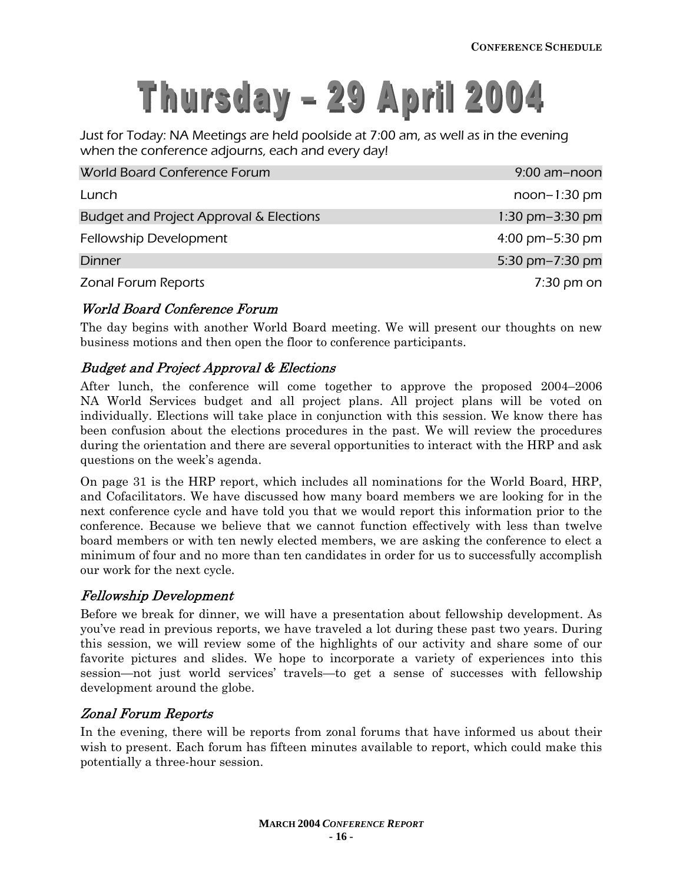# Thursday – 29 April 2004

*Just for Today: NA Meetings are held poolside at 7:00 am, as well as in the evening when the conference adjourns, each and every day!*

| | |
|---|---|
| World Board Conference Forum | 9:00 am–noon |
| Lunch | noon–1:30 pm |
| Budget and Project Approval & Elections | 1:30 pm–3:30 pm |
| Fellowship Development | 4:00 pm–5:30 pm |
| Dinner | 5:30 pm–7:30 pm |
| Zonal Forum Reports | 7:30 pm on |

### *World Board Conference Forum*

The day begins with another World Board meeting. We will present our thoughts on new business motions and then open the floor to conference participants.

### *Budget and Project Approval & Elections*

After lunch, the conference will come together to approve the proposed 2004–2006 NA World Services budget and all project plans. All project plans will be voted on individually. Elections will take place in conjunction with this session. We know there has been confusion about the elections procedures in the past. We will review the procedures during the orientation and there are several opportunities to interact with the HRP and ask questions on the week's agenda.

On page 31 is the HRP report, which includes all nominations for the World Board, HRP, and Cofacilitators. We have discussed how many board members we are looking for in the next conference cycle and have told you that we would report this information prior to the conference. Because we believe that we cannot function effectively with less than twelve board members or with ten newly elected members, we are asking the conference to elect a minimum of four and no more than ten candidates in order for us to successfully accomplish our work for the next cycle.

### *Fellowship Development*

Before we break for dinner, we will have a presentation about fellowship development. As you've read in previous reports, we have traveled a lot during these past two years. During this session, we will review some of the highlights of our activity and share some of our favorite pictures and slides. We hope to incorporate a variety of experiences into this session—not just world services' travels—to get a sense of successes with fellowship development around the globe.

### *Zonal Forum Reports*

In the evening, there will be reports from zonal forums that have informed us about their wish to present. Each forum has fifteen minutes available to report, which could make this potentially a three-hour session.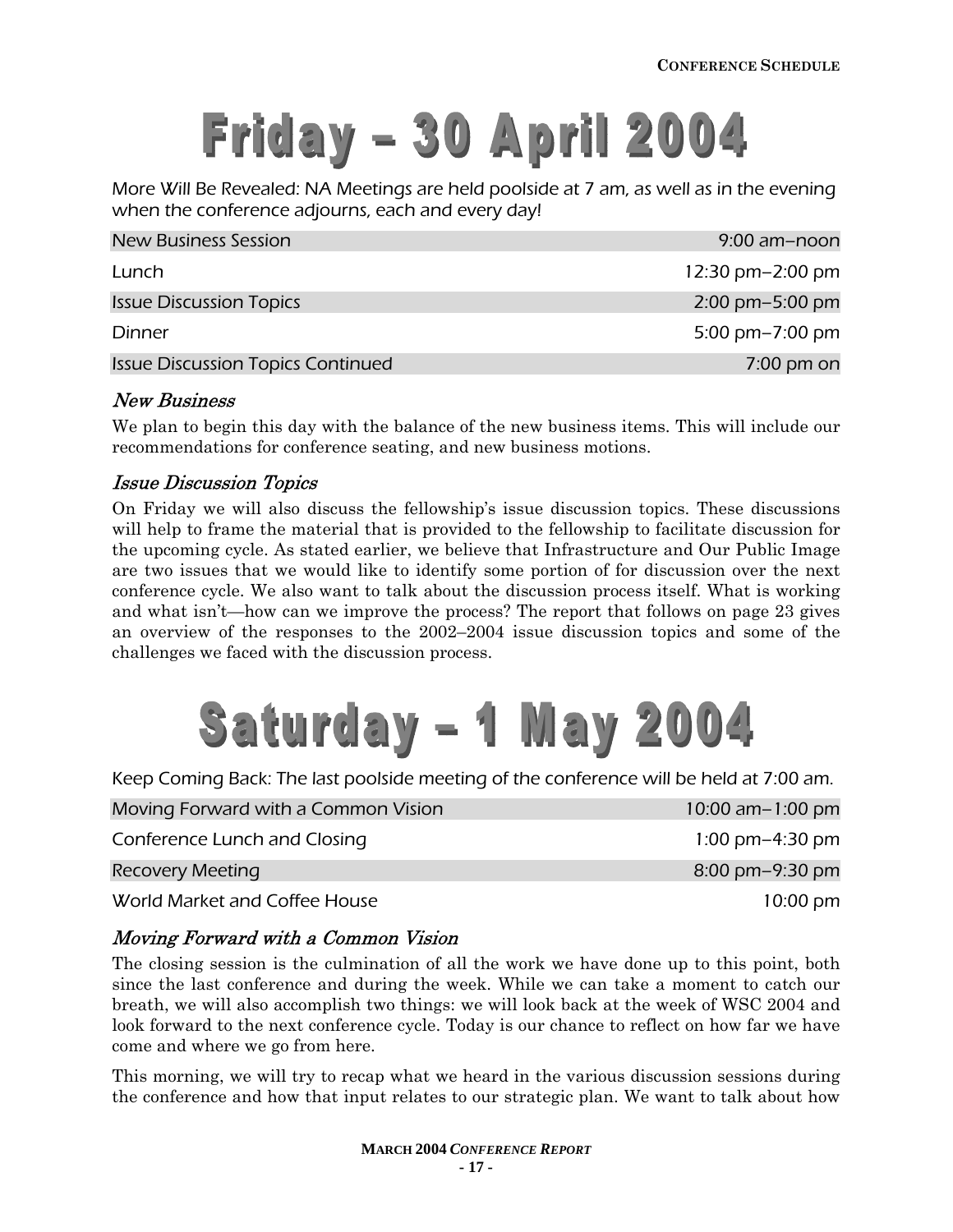# Friday – 30 April 2004

*More Will Be Revealed: NA Meetings are held poolside at 7 am, as well as in the evening when the conference adjourns, each and every day!*

| | |
|---|---|
| New Business Session | 9:00 am–noon |
| Lunch | 12:30 pm–2:00 pm |
| Issue Discussion Topics | 2:00 pm–5:00 pm |
| Dinner | 5:00 pm–7:00 pm |
| Issue Discussion Topics Continued | 7:00 pm on |

### *New Business*

We plan to begin this day with the balance of the new business items. This will include our recommendations for conference seating, and new business motions.

### *Issue Discussion Topics*

On Friday we will also discuss the fellowship's issue discussion topics. These discussions will help to frame the material that is provided to the fellowship to facilitate discussion for the upcoming cycle. As stated earlier, we believe that Infrastructure and Our Public Image are two issues that we would like to identify some portion of for discussion over the next conference cycle. We also want to talk about the discussion process itself. What is working and what isn't—how can we improve the process? The report that follows on page 23 gives an overview of the responses to the 2002–2004 issue discussion topics and some of the challenges we faced with the discussion process.

# Saturday – 1 May 2004

*Keep Coming Back: The last poolside meeting of the conference will be held at 7:00 am.*

| | |
|---|---|
| Moving Forward with a Common Vision | 10:00 am–1:00 pm |
| Conference Lunch and Closing | 1:00 pm–4:30 pm |
| Recovery Meeting | 8:00 pm–9:30 pm |
| World Market and Coffee House | 10:00 pm |

### *Moving Forward with a Common Vision*

The closing session is the culmination of all the work we have done up to this point, both since the last conference and during the week. While we can take a moment to catch our breath, we will also accomplish two things: we will look back at the week of WSC 2004 and look forward to the next conference cycle. Today is our chance to reflect on how far we have come and where we go from here.

This morning, we will try to recap what we heard in the various discussion sessions during the conference and how that input relates to our strategic plan. We want to talk about how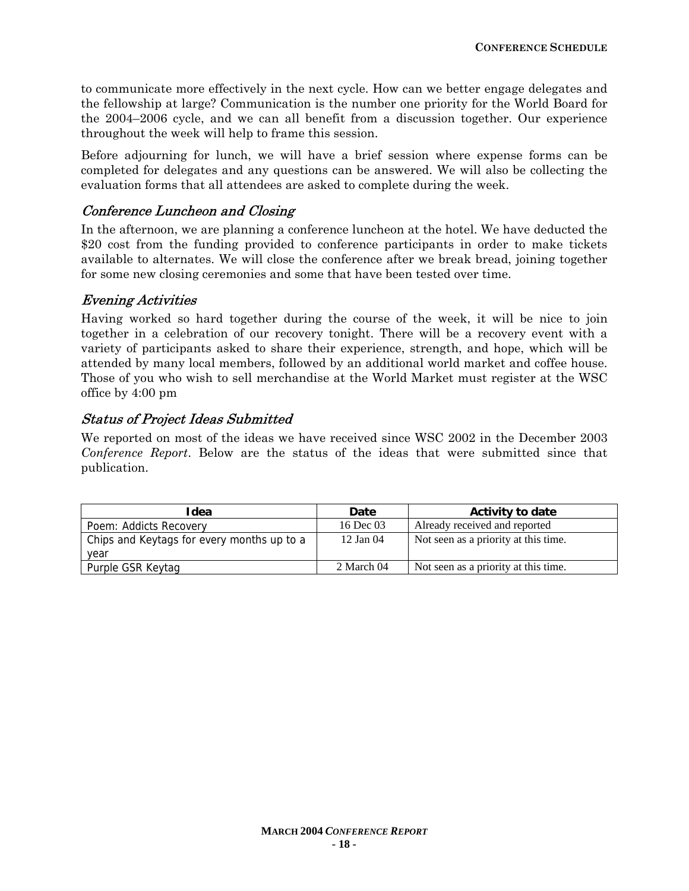to communicate more effectively in the next cycle. How can we better engage delegates and the fellowship at large? Communication is the number one priority for the World Board for the 2004–2006 cycle, and we can all benefit from a discussion together. Our experience throughout the week will help to frame this session.

Before adjourning for lunch, we will have a brief session where expense forms can be completed for delegates and any questions can be answered. We will also be collecting the evaluation forms that all attendees are asked to complete during the week.

### *Conference Luncheon and Closing*

In the afternoon, we are planning a conference luncheon at the hotel. We have deducted the $20 cost from the funding provided to conference participants in order to make tickets available to alternates. We will close the conference after we break bread, joining together for some new closing ceremonies and some that have been tested over time.

### *Evening Activities*

Having worked so hard together during the course of the week, it will be nice to join together in a celebration of our recovery tonight. There will be a recovery event with a variety of participants asked to share their experience, strength, and hope, which will be attended by many local members, followed by an additional world market and coffee house. Those of you who wish to sell merchandise at the World Market must register at the WSC office by 4:00 pm

### *Status of Project Ideas Submitted*

We reported on most of the ideas we have received since WSC 2002 in the December 2003 *Conference Report*. Below are the status of the ideas that were submitted since that publication.

| Idea | Date | Activity to date |
|---|---|---|
| Poem: Addicts Recovery | 16 Dec 03 | Already received and reported |
| Chips and Keytags for every months up to a year | 12 Jan 04 | Not seen as a priority at this time. |
| Purple GSR Keytag | 2 March 04 | Not seen as a priority at this time. |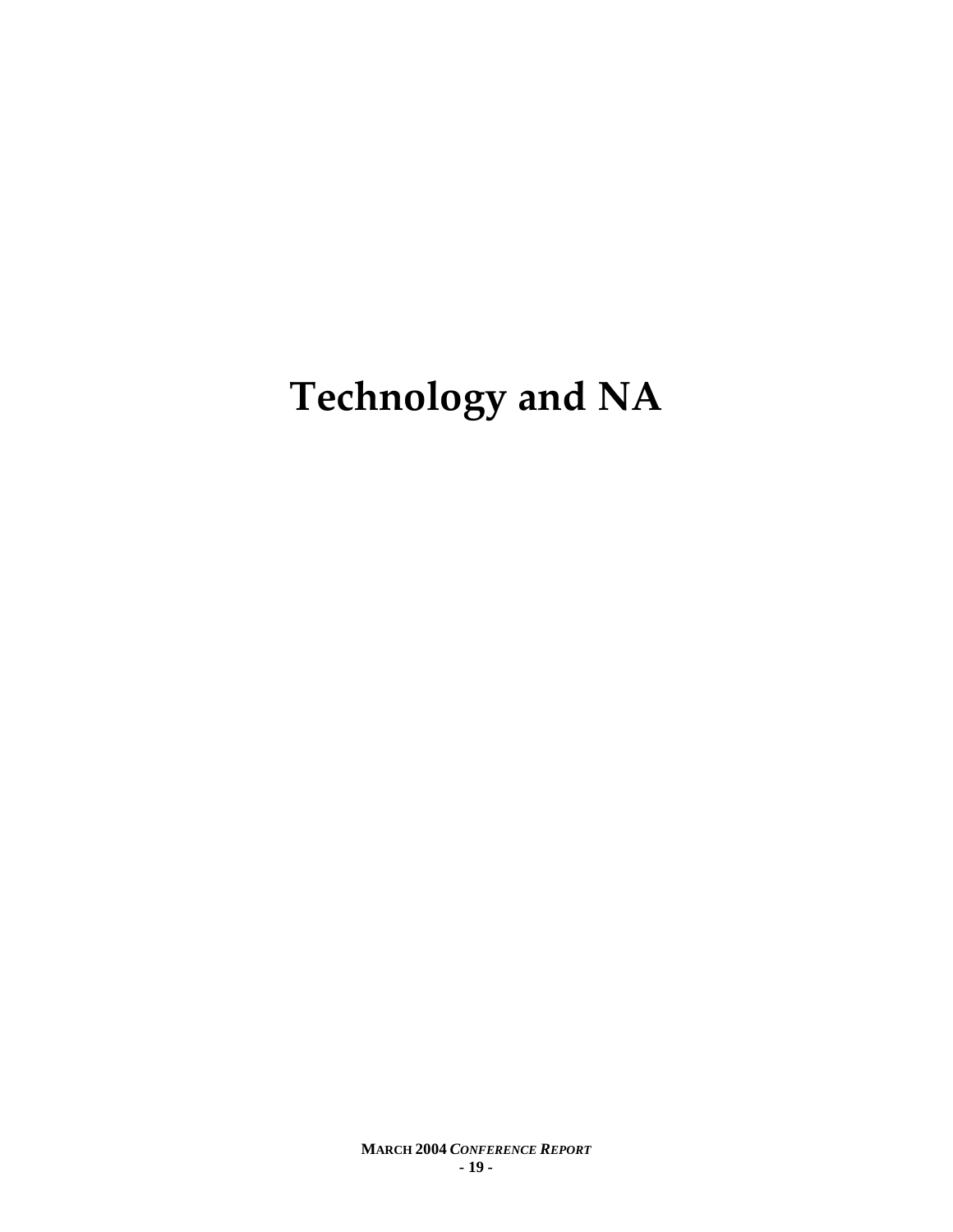# Technology and NA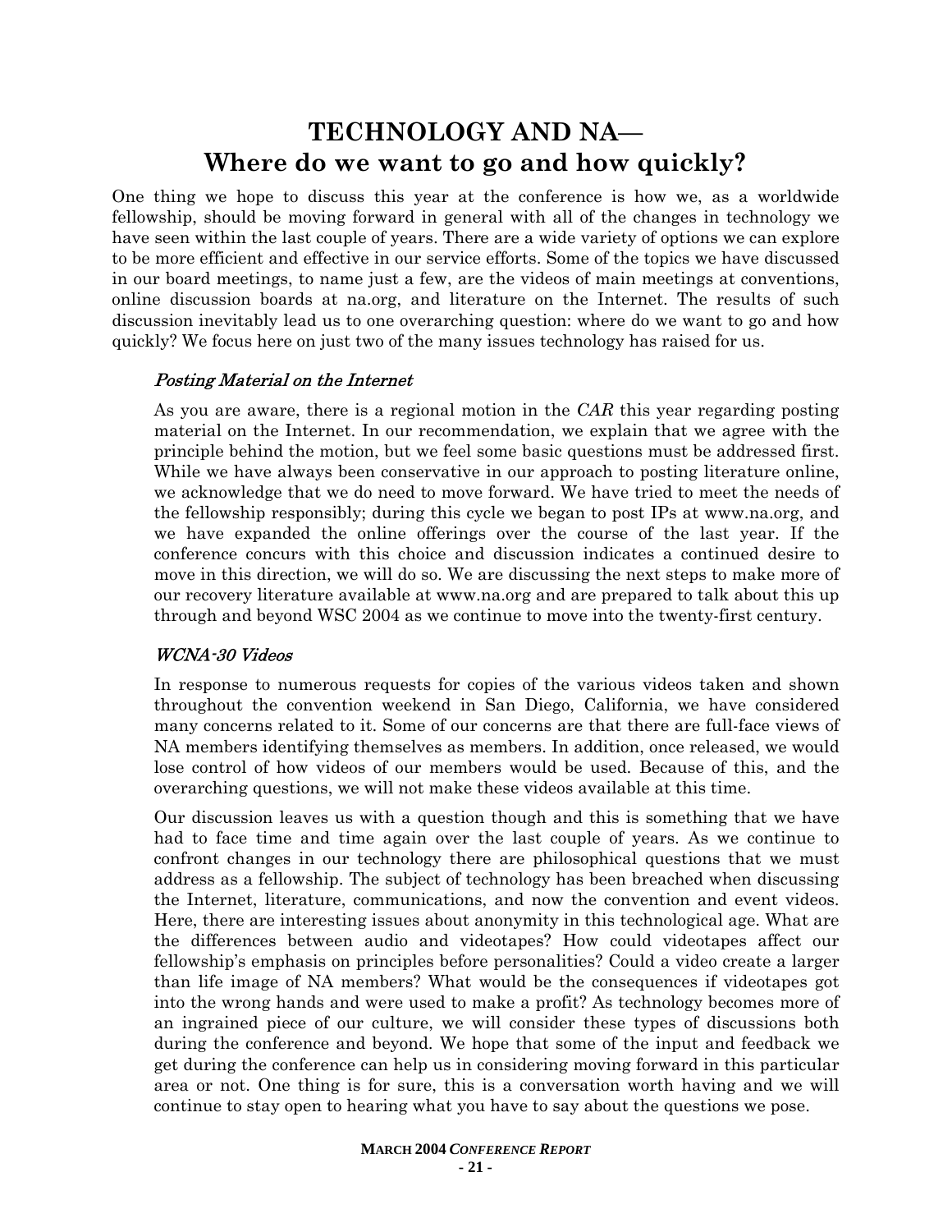# TECHNOLOGY AND NA—
## Where do we want to go and how quickly?

One thing we hope to discuss this year at the conference is how we, as a worldwide fellowship, should be moving forward in general with all of the changes in technology we have seen within the last couple of years. There are a wide variety of options we can explore to be more efficient and effective in our service efforts. Some of the topics we have discussed in our board meetings, to name just a few, are the videos of main meetings at conventions, online discussion boards at na.org, and literature on the Internet. The results of such discussion inevitably lead us to one overarching question: where do we want to go and how quickly? We focus here on just two of the many issues technology has raised for us.

### *Posting Material on the Internet*

As you are aware, there is a regional motion in the *CAR* this year regarding posting material on the Internet. In our recommendation, we explain that we agree with the principle behind the motion, but we feel some basic questions must be addressed first. While we have always been conservative in our approach to posting literature online, we acknowledge that we do need to move forward. We have tried to meet the needs of the fellowship responsibly; during this cycle we began to post IPs at www.na.org, and we have expanded the online offerings over the course of the last year. If the conference concurs with this choice and discussion indicates a continued desire to move in this direction, we will do so. We are discussing the next steps to make more of our recovery literature available at www.na.org and are prepared to talk about this up through and beyond WSC 2004 as we continue to move into the twenty-first century.

### *WCNA-30 Videos*

In response to numerous requests for copies of the various videos taken and shown throughout the convention weekend in San Diego, California, we have considered many concerns related to it. Some of our concerns are that there are full-face views of NA members identifying themselves as members. In addition, once released, we would lose control of how videos of our members would be used. Because of this, and the overarching questions, we will not make these videos available at this time.

Our discussion leaves us with a question though and this is something that we have had to face time and time again over the last couple of years. As we continue to confront changes in our technology there are philosophical questions that we must address as a fellowship. The subject of technology has been breached when discussing the Internet, literature, communications, and now the convention and event videos. Here, there are interesting issues about anonymity in this technological age. What are the differences between audio and videotapes? How could videotapes affect our fellowship's emphasis on principles before personalities? Could a video create a larger than life image of NA members? What would be the consequences if videotapes got into the wrong hands and were used to make a profit? As technology becomes more of an ingrained piece of our culture, we will consider these types of discussions both during the conference and beyond. We hope that some of the input and feedback we get during the conference can help us in considering moving forward in this particular area or not. One thing is for sure, this is a conversation worth having and we will continue to stay open to hearing what you have to say about the questions we pose.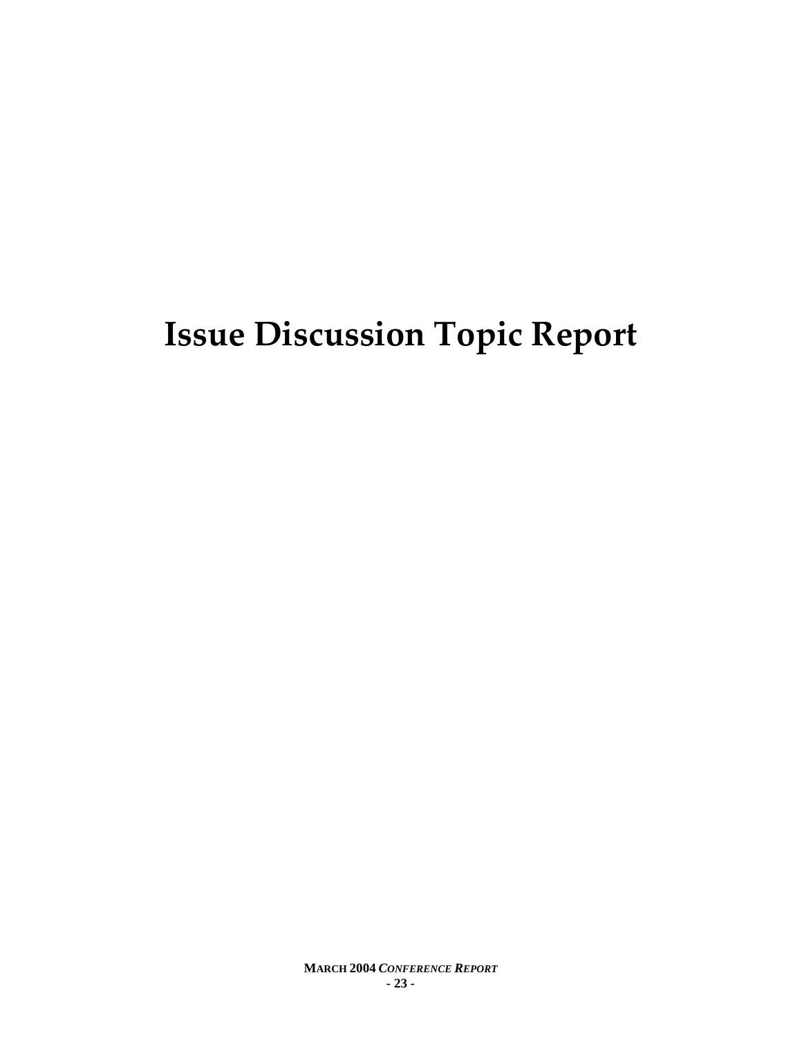# Issue Discussion Topic Report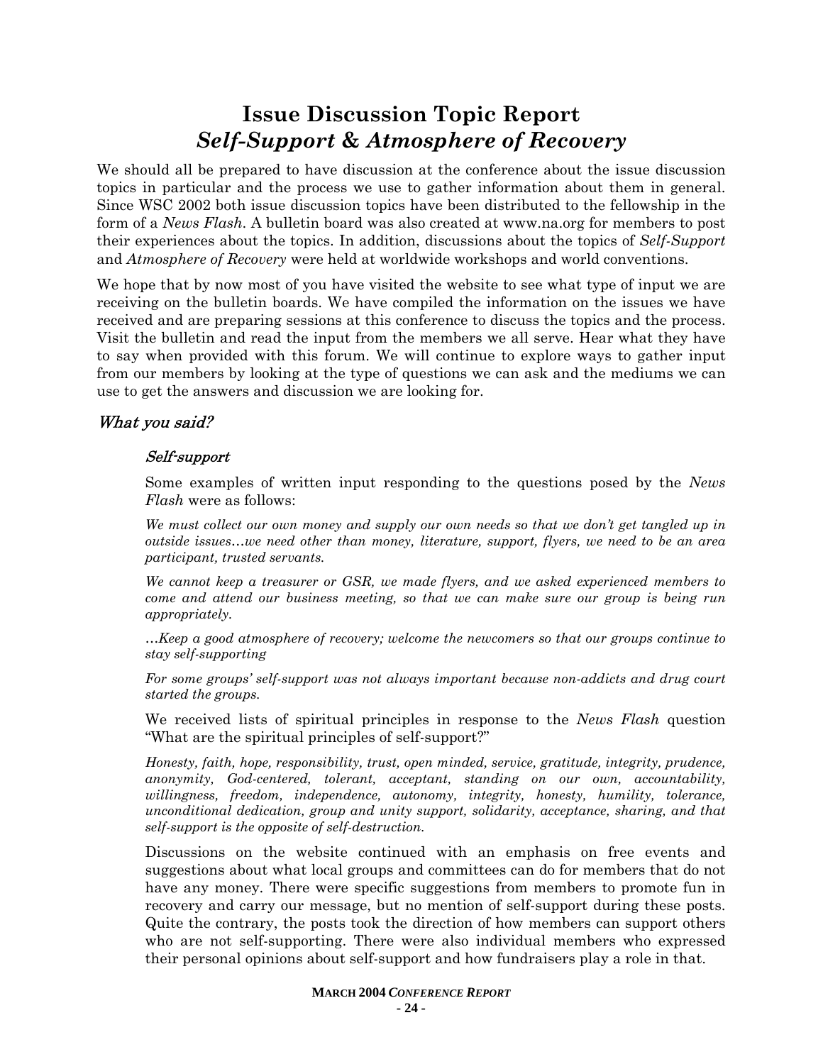# Issue Discussion Topic Report
## *Self-Support* & *Atmosphere of Recovery*

We should all be prepared to have discussion at the conference about the issue discussion topics in particular and the process we use to gather information about them in general. Since WSC 2002 both issue discussion topics have been distributed to the fellowship in the form of a *News Flash*. A bulletin board was also created at www.na.org for members to post their experiences about the topics. In addition, discussions about the topics of *Self-Support* and *Atmosphere of Recovery* were held at worldwide workshops and world conventions.

We hope that by now most of you have visited the website to see what type of input we are receiving on the bulletin boards. We have compiled the information on the issues we have received and are preparing sessions at this conference to discuss the topics and the process. Visit the bulletin and read the input from the members we all serve. Hear what they have to say when provided with this forum. We will continue to explore ways to gather input from our members by looking at the type of questions we can ask and the mediums we can use to get the answers and discussion we are looking for.

### *What you said?*

#### *Self-support*

Some examples of written input responding to the questions posed by the *News Flash* were as follows:

*We must collect our own money and supply our own needs so that we don't get tangled up in outside issues…we need other than money, literature, support, flyers, we need to be an area participant, trusted servants.*

*We cannot keep a treasurer or GSR, we made flyers, and we asked experienced members to come and attend our business meeting, so that we can make sure our group is being run appropriately.*

*…Keep a good atmosphere of recovery; welcome the newcomers so that our groups continue to stay self-supporting*

*For some groups' self-support was not always important because non-addicts and drug court started the groups.*

We received lists of spiritual principles in response to the *News Flash* question "What are the spiritual principles of self-support?"

*Honesty, faith, hope, responsibility, trust, open minded, service, gratitude, integrity, prudence, anonymity, God-centered, tolerant, acceptant, standing on our own, accountability, willingness, freedom, independence, autonomy, integrity, honesty, humility, tolerance, unconditional dedication, group and unity support, solidarity, acceptance, sharing, and that self-support is the opposite of self-destruction.*

Discussions on the website continued with an emphasis on free events and suggestions about what local groups and committees can do for members that do not have any money. There were specific suggestions from members to promote fun in recovery and carry our message, but no mention of self-support during these posts. Quite the contrary, the posts took the direction of how members can support others who are not self-supporting. There were also individual members who expressed their personal opinions about self-support and how fundraisers play a role in that.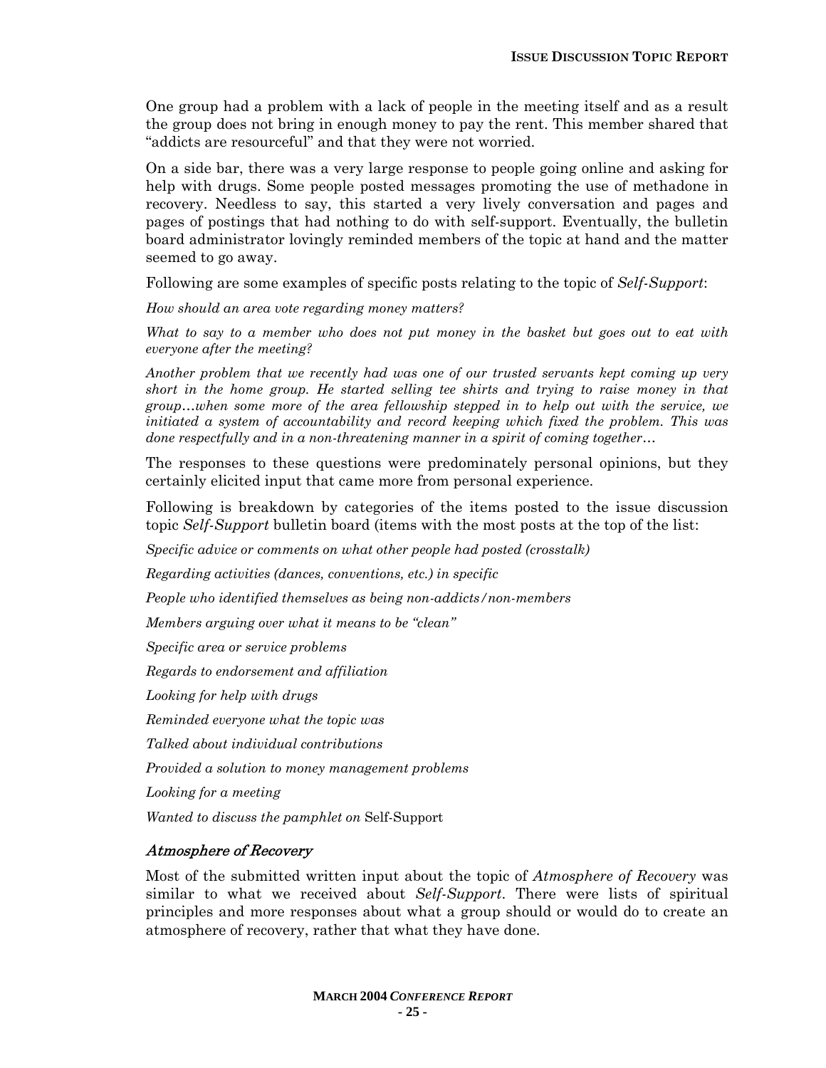One group had a problem with a lack of people in the meeting itself and as a result the group does not bring in enough money to pay the rent. This member shared that "addicts are resourceful" and that they were not worried.

On a side bar, there was a very large response to people going online and asking for help with drugs. Some people posted messages promoting the use of methadone in recovery. Needless to say, this started a very lively conversation and pages and pages of postings that had nothing to do with self-support. Eventually, the bulletin board administrator lovingly reminded members of the topic at hand and the matter seemed to go away.

Following are some examples of specific posts relating to the topic of *Self-Support*:

*How should an area vote regarding money matters?*

*What to say to a member who does not put money in the basket but goes out to eat with everyone after the meeting?*

*Another problem that we recently had was one of our trusted servants kept coming up very short in the home group. He started selling tee shirts and trying to raise money in that group…when some more of the area fellowship stepped in to help out with the service, we initiated a system of accountability and record keeping which fixed the problem. This was done respectfully and in a non-threatening manner in a spirit of coming together…*

The responses to these questions were predominately personal opinions, but they certainly elicited input that came more from personal experience.

Following is breakdown by categories of the items posted to the issue discussion topic *Self-Support* bulletin board (items with the most posts at the top of the list:

*Specific advice or comments on what other people had posted (crosstalk)*

*Regarding activities (dances, conventions, etc.) in specific*

*People who identified themselves as being non-addicts/non-members*

*Members arguing over what it means to be "clean"*

*Specific area or service problems*

*Regards to endorsement and affiliation*

*Looking for help with drugs*

*Reminded everyone what the topic was*

*Talked about individual contributions*

*Provided a solution to money management problems*

*Looking for a meeting*

*Wanted to discuss the pamphlet on* Self-Support

### *Atmosphere of Recovery*

Most of the submitted written input about the topic of *Atmosphere of Recovery* was similar to what we received about *Self-Support*. There were lists of spiritual principles and more responses about what a group should or would do to create an atmosphere of recovery, rather that what they have done.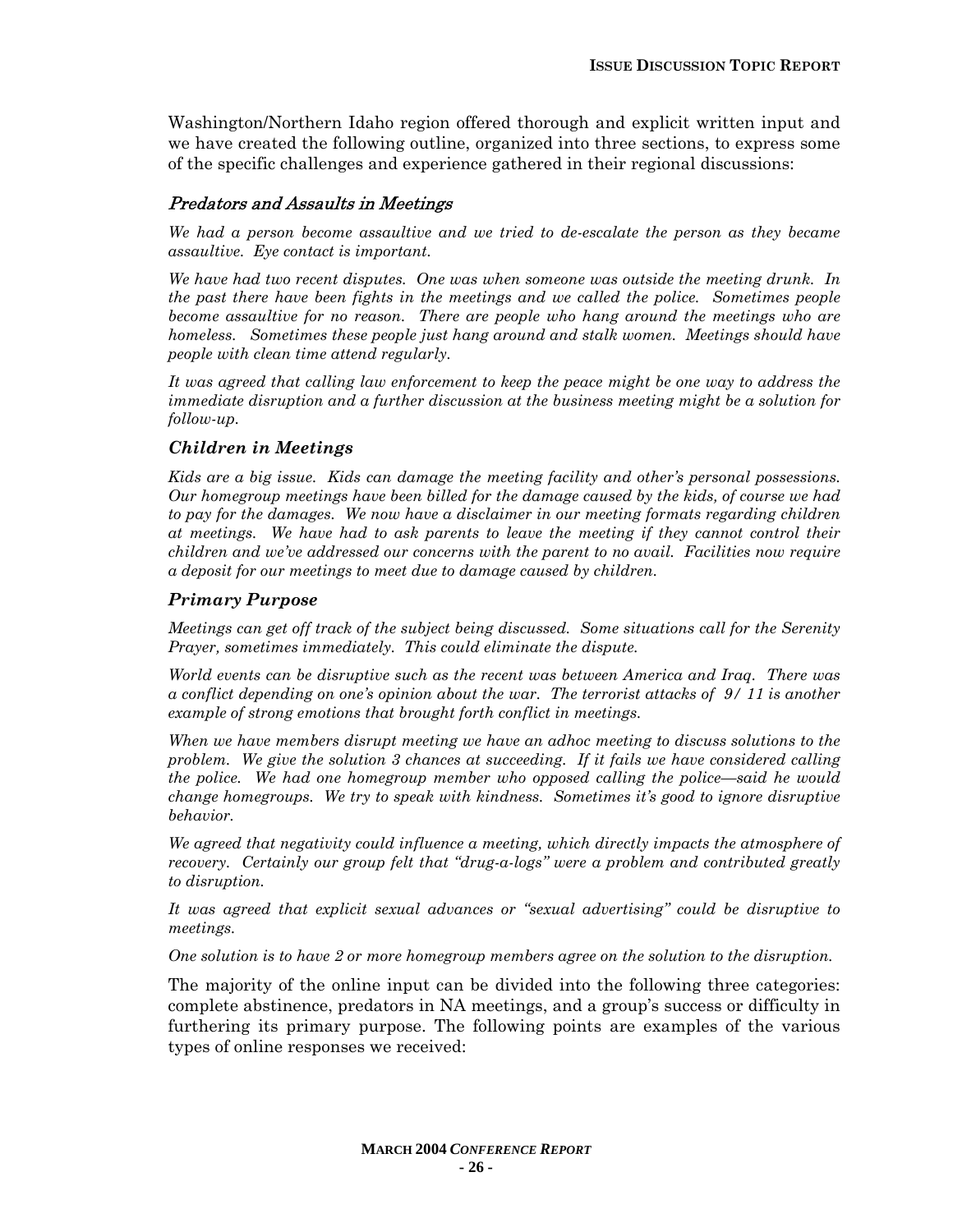Washington/Northern Idaho region offered thorough and explicit written input and we have created the following outline, organized into three sections, to express some of the specific challenges and experience gathered in their regional discussions:

### *Predators and Assaults in Meetings*

*We had a person become assaultive and we tried to de-escalate the person as they became assaultive. Eye contact is important.*

*We have had two recent disputes. One was when someone was outside the meeting drunk. In the past there have been fights in the meetings and we called the police. Sometimes people become assaultive for no reason. There are people who hang around the meetings who are homeless. Sometimes these people just hang around and stalk women. Meetings should have people with clean time attend regularly.*

*It was agreed that calling law enforcement to keep the peace might be one way to address the immediate disruption and a further discussion at the business meeting might be a solution for follow-up.*

### *Children in Meetings*

*Kids are a big issue. Kids can damage the meeting facility and other's personal possessions. Our homegroup meetings have been billed for the damage caused by the kids, of course we had to pay for the damages. We now have a disclaimer in our meeting formats regarding children at meetings. We have had to ask parents to leave the meeting if they cannot control their children and we've addressed our concerns with the parent to no avail. Facilities now require a deposit for our meetings to meet due to damage caused by children.*

### *Primary Purpose*

*Meetings can get off track of the subject being discussed. Some situations call for the Serenity Prayer, sometimes immediately. This could eliminate the dispute.*

*World events can be disruptive such as the recent was between America and Iraq. There was a conflict depending on one's opinion about the war. The terrorist attacks of 9/ 11 is another example of strong emotions that brought forth conflict in meetings.*

*When we have members disrupt meeting we have an adhoc meeting to discuss solutions to the problem. We give the solution 3 chances at succeeding. If it fails we have considered calling the police. We had one homegroup member who opposed calling the police—said he would change homegroups. We try to speak with kindness. Sometimes it's good to ignore disruptive behavior.*

*We agreed that negativity could influence a meeting, which directly impacts the atmosphere of recovery. Certainly our group felt that "drug-a-logs" were a problem and contributed greatly to disruption.*

*It was agreed that explicit sexual advances or "sexual advertising" could be disruptive to meetings.*

*One solution is to have 2 or more homegroup members agree on the solution to the disruption.*

The majority of the online input can be divided into the following three categories: complete abstinence, predators in NA meetings, and a group's success or difficulty in furthering its primary purpose. The following points are examples of the various types of online responses we received: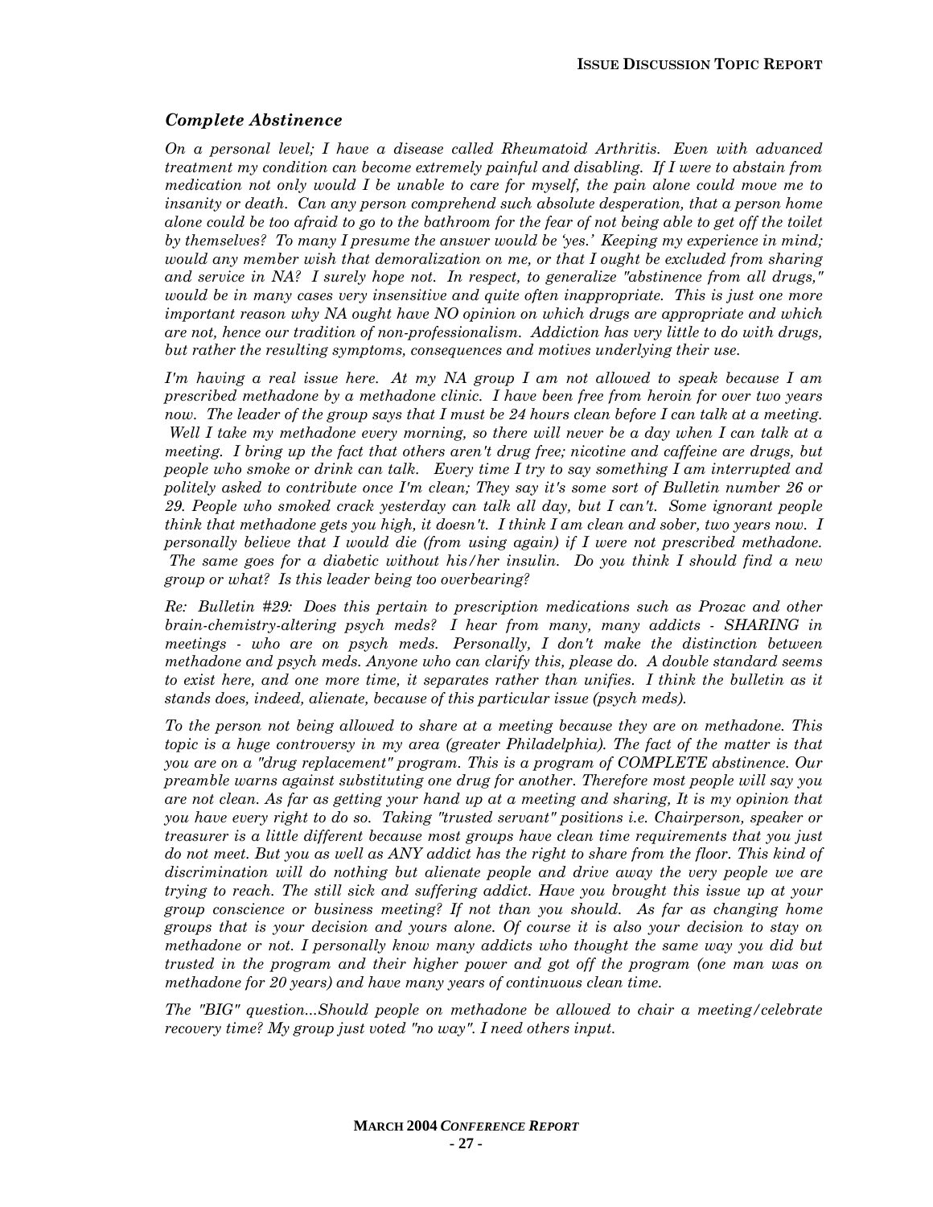## *Complete Abstinence*

*On a personal level; I have a disease called Rheumatoid Arthritis. Even with advanced treatment my condition can become extremely painful and disabling. If I were to abstain from medication not only would I be unable to care for myself, the pain alone could move me to insanity or death. Can any person comprehend such absolute desperation, that a person home alone could be too afraid to go to the bathroom for the fear of not being able to get off the toilet by themselves? To many I presume the answer would be 'yes.' Keeping my experience in mind; would any member wish that demoralization on me, or that I ought be excluded from sharing and service in NA? I surely hope not. In respect, to generalize "abstinence from all drugs," would be in many cases very insensitive and quite often inappropriate. This is just one more important reason why NA ought have NO opinion on which drugs are appropriate and which are not, hence our tradition of non-professionalism. Addiction has very little to do with drugs, but rather the resulting symptoms, consequences and motives underlying their use.*

*I'm having a real issue here. At my NA group I am not allowed to speak because I am prescribed methadone by a methadone clinic. I have been free from heroin for over two years now. The leader of the group says that I must be 24 hours clean before I can talk at a meeting. Well I take my methadone every morning, so there will never be a day when I can talk at a meeting. I bring up the fact that others aren't drug free; nicotine and caffeine are drugs, but people who smoke or drink can talk. Every time I try to say something I am interrupted and politely asked to contribute once I'm clean; They say it's some sort of Bulletin number 26 or 29. People who smoked crack yesterday can talk all day, but I can't. Some ignorant people think that methadone gets you high, it doesn't. I think I am clean and sober, two years now. I personally believe that I would die (from using again) if I were not prescribed methadone. The same goes for a diabetic without his/her insulin. Do you think I should find a new group or what? Is this leader being too overbearing?*

*Re: Bulletin #29: Does this pertain to prescription medications such as Prozac and other brain-chemistry-altering psych meds? I hear from many, many addicts - SHARING in meetings - who are on psych meds. Personally, I don't make the distinction between methadone and psych meds. Anyone who can clarify this, please do. A double standard seems to exist here, and one more time, it separates rather than unifies. I think the bulletin as it stands does, indeed, alienate, because of this particular issue (psych meds).*

*To the person not being allowed to share at a meeting because they are on methadone. This topic is a huge controversy in my area (greater Philadelphia). The fact of the matter is that you are on a "drug replacement" program. This is a program of COMPLETE abstinence. Our preamble warns against substituting one drug for another. Therefore most people will say you are not clean. As far as getting your hand up at a meeting and sharing, It is my opinion that you have every right to do so. Taking "trusted servant" positions i.e. Chairperson, speaker or treasurer is a little different because most groups have clean time requirements that you just do not meet. But you as well as ANY addict has the right to share from the floor. This kind of discrimination will do nothing but alienate people and drive away the very people we are trying to reach. The still sick and suffering addict. Have you brought this issue up at your group conscience or business meeting? If not than you should. As far as changing home groups that is your decision and yours alone. Of course it is also your decision to stay on methadone or not. I personally know many addicts who thought the same way you did but trusted in the program and their higher power and got off the program (one man was on methadone for 20 years) and have many years of continuous clean time.*

*The "BIG" question...Should people on methadone be allowed to chair a meeting/celebrate recovery time? My group just voted "no way". I need others input.*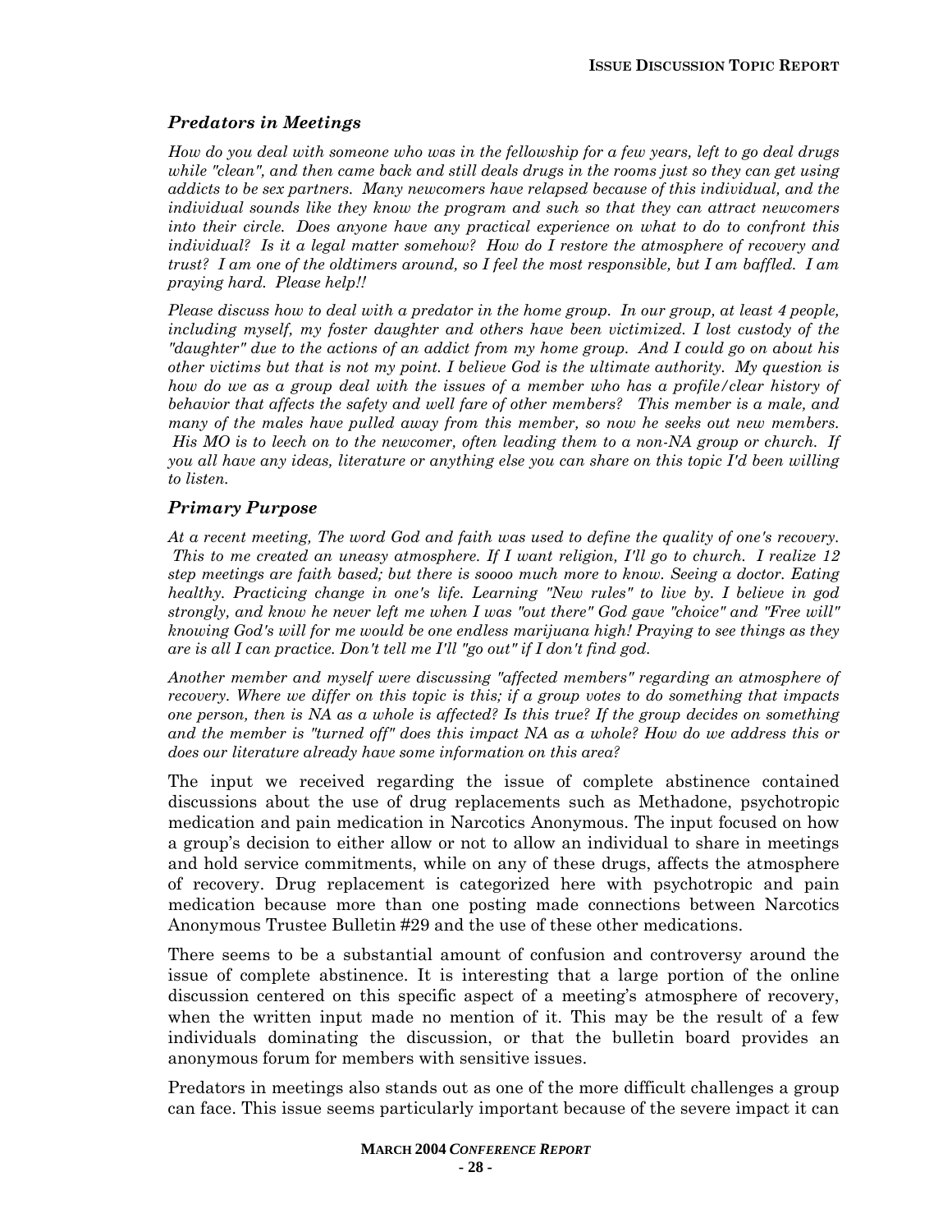### *Predators in Meetings*

*How do you deal with someone who was in the fellowship for a few years, left to go deal drugs while "clean", and then came back and still deals drugs in the rooms just so they can get using addicts to be sex partners. Many newcomers have relapsed because of this individual, and the individual sounds like they know the program and such so that they can attract newcomers into their circle. Does anyone have any practical experience on what to do to confront this individual? Is it a legal matter somehow? How do I restore the atmosphere of recovery and trust? I am one of the oldtimers around, so I feel the most responsible, but I am baffled. I am praying hard. Please help!!*

*Please discuss how to deal with a predator in the home group. In our group, at least 4 people, including myself, my foster daughter and others have been victimized. I lost custody of the "daughter" due to the actions of an addict from my home group. And I could go on about his other victims but that is not my point. I believe God is the ultimate authority. My question is how do we as a group deal with the issues of a member who has a profile/clear history of behavior that affects the safety and well fare of other members? This member is a male, and many of the males have pulled away from this member, so now he seeks out new members. His MO is to leech on to the newcomer, often leading them to a non-NA group or church. If you all have any ideas, literature or anything else you can share on this topic I'd been willing to listen.*

### *Primary Purpose*

*At a recent meeting, The word God and faith was used to define the quality of one's recovery. This to me created an uneasy atmosphere. If I want religion, I'll go to church. I realize 12 step meetings are faith based; but there is soooo much more to know. Seeing a doctor. Eating healthy. Practicing change in one's life. Learning "New rules" to live by. I believe in god strongly, and know he never left me when I was "out there" God gave "choice" and "Free will" knowing God's will for me would be one endless marijuana high! Praying to see things as they are is all I can practice. Don't tell me I'll "go out" if I don't find god.*

*Another member and myself were discussing "affected members" regarding an atmosphere of recovery. Where we differ on this topic is this; if a group votes to do something that impacts one person, then is NA as a whole is affected? Is this true? If the group decides on something and the member is "turned off" does this impact NA as a whole? How do we address this or does our literature already have some information on this area?*

The input we received regarding the issue of complete abstinence contained discussions about the use of drug replacements such as Methadone, psychotropic medication and pain medication in Narcotics Anonymous. The input focused on how a group's decision to either allow or not to allow an individual to share in meetings and hold service commitments, while on any of these drugs, affects the atmosphere of recovery. Drug replacement is categorized here with psychotropic and pain medication because more than one posting made connections between Narcotics Anonymous Trustee Bulletin #29 and the use of these other medications.

There seems to be a substantial amount of confusion and controversy around the issue of complete abstinence. It is interesting that a large portion of the online discussion centered on this specific aspect of a meeting's atmosphere of recovery, when the written input made no mention of it. This may be the result of a few individuals dominating the discussion, or that the bulletin board provides an anonymous forum for members with sensitive issues.

Predators in meetings also stands out as one of the more difficult challenges a group can face. This issue seems particularly important because of the severe impact it can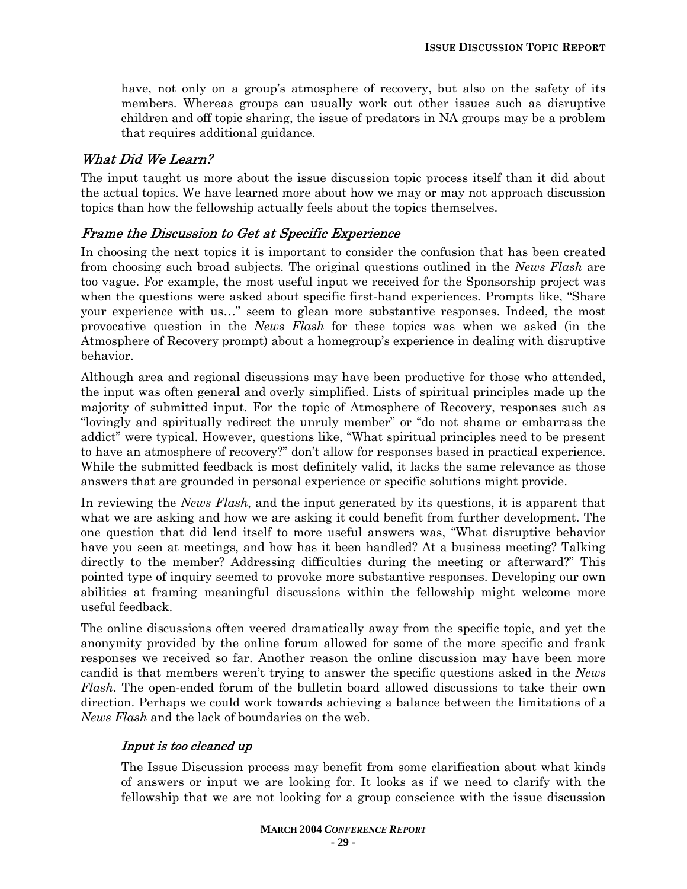have, not only on a group's atmosphere of recovery, but also on the safety of its members. Whereas groups can usually work out other issues such as disruptive children and off topic sharing, the issue of predators in NA groups may be a problem that requires additional guidance.

## *What Did We Learn?*

The input taught us more about the issue discussion topic process itself than it did about the actual topics. We have learned more about how we may or may not approach discussion topics than how the fellowship actually feels about the topics themselves.

## *Frame the Discussion to Get at Specific Experience*

In choosing the next topics it is important to consider the confusion that has been created from choosing such broad subjects. The original questions outlined in the *News Flash* are too vague. For example, the most useful input we received for the Sponsorship project was when the questions were asked about specific first-hand experiences. Prompts like, "Share your experience with us…" seem to glean more substantive responses. Indeed, the most provocative question in the *News Flash* for these topics was when we asked (in the Atmosphere of Recovery prompt) about a homegroup's experience in dealing with disruptive behavior.

Although area and regional discussions may have been productive for those who attended, the input was often general and overly simplified. Lists of spiritual principles made up the majority of submitted input. For the topic of Atmosphere of Recovery, responses such as "lovingly and spiritually redirect the unruly member" or "do not shame or embarrass the addict" were typical. However, questions like, "What spiritual principles need to be present to have an atmosphere of recovery?" don't allow for responses based in practical experience. While the submitted feedback is most definitely valid, it lacks the same relevance as those answers that are grounded in personal experience or specific solutions might provide.

In reviewing the *News Flash*, and the input generated by its questions, it is apparent that what we are asking and how we are asking it could benefit from further development. The one question that did lend itself to more useful answers was, "What disruptive behavior have you seen at meetings, and how has it been handled? At a business meeting? Talking directly to the member? Addressing difficulties during the meeting or afterward?" This pointed type of inquiry seemed to provoke more substantive responses. Developing our own abilities at framing meaningful discussions within the fellowship might welcome more useful feedback.

The online discussions often veered dramatically away from the specific topic, and yet the anonymity provided by the online forum allowed for some of the more specific and frank responses we received so far. Another reason the online discussion may have been more candid is that members weren't trying to answer the specific questions asked in the *News Flash*. The open-ended forum of the bulletin board allowed discussions to take their own direction. Perhaps we could work towards achieving a balance between the limitations of a *News Flash* and the lack of boundaries on the web.

### *Input is too cleaned up*

The Issue Discussion process may benefit from some clarification about what kinds of answers or input we are looking for. It looks as if we need to clarify with the fellowship that we are not looking for a group conscience with the issue discussion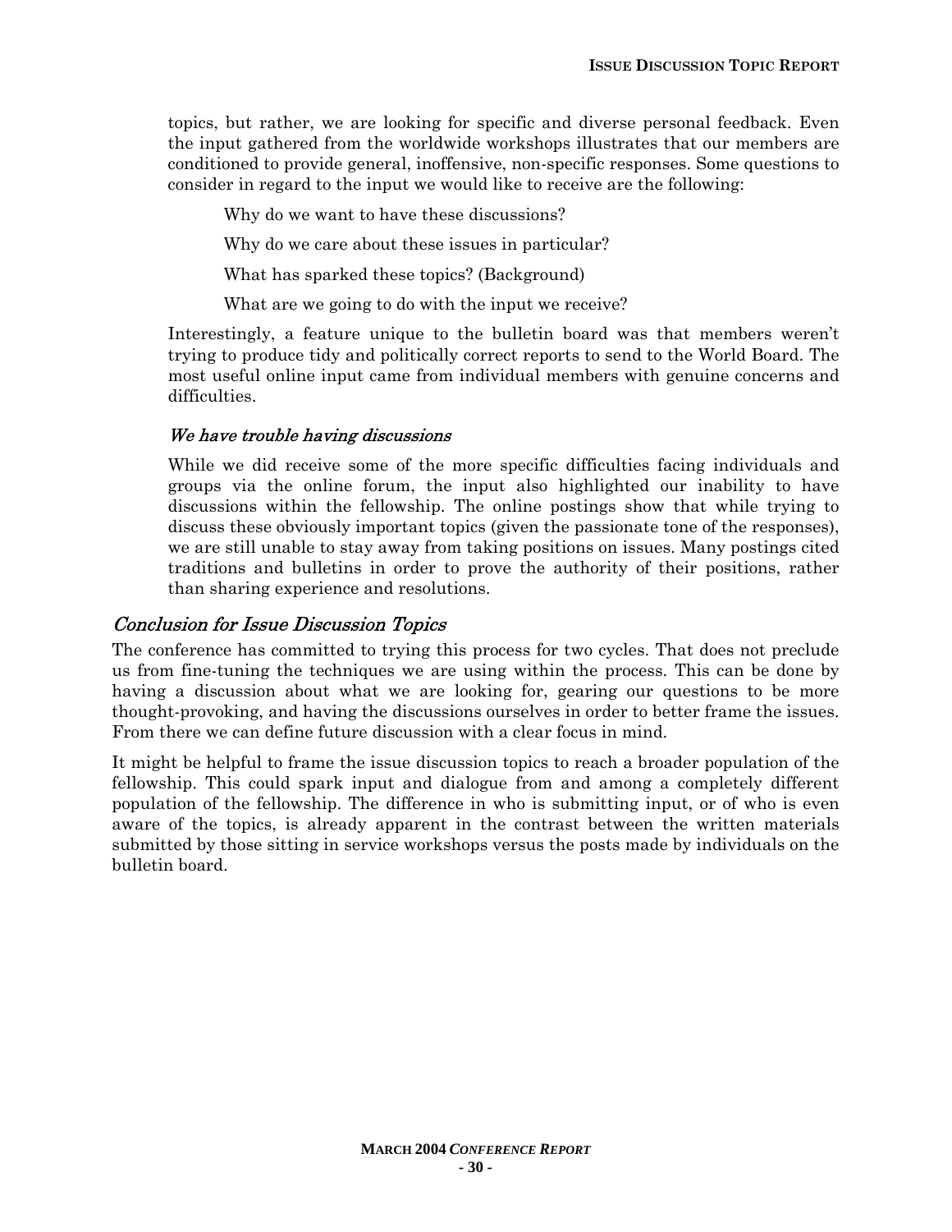topics, but rather, we are looking for specific and diverse personal feedback. Even the input gathered from the worldwide workshops illustrates that our members are conditioned to provide general, inoffensive, non-specific responses. Some questions to consider in regard to the input we would like to receive are the following:

Why do we want to have these discussions?

Why do we care about these issues in particular?

What has sparked these topics? (Background)

What are we going to do with the input we receive?

Interestingly, a feature unique to the bulletin board was that members weren't trying to produce tidy and politically correct reports to send to the World Board. The most useful online input came from individual members with genuine concerns and difficulties.

### *We have trouble having discussions*

While we did receive some of the more specific difficulties facing individuals and groups via the online forum, the input also highlighted our inability to have discussions within the fellowship. The online postings show that while trying to discuss these obviously important topics (given the passionate tone of the responses), we are still unable to stay away from taking positions on issues. Many postings cited traditions and bulletins in order to prove the authority of their positions, rather than sharing experience and resolutions.

## *Conclusion for Issue Discussion Topics*

The conference has committed to trying this process for two cycles. That does not preclude us from fine-tuning the techniques we are using within the process. This can be done by having a discussion about what we are looking for, gearing our questions to be more thought-provoking, and having the discussions ourselves in order to better frame the issues. From there we can define future discussion with a clear focus in mind.

It might be helpful to frame the issue discussion topics to reach a broader population of the fellowship. This could spark input and dialogue from and among a completely different population of the fellowship. The difference in who is submitting input, or of who is even aware of the topics, is already apparent in the contrast between the written materials submitted by those sitting in service workshops versus the posts made by individuals on the bulletin board.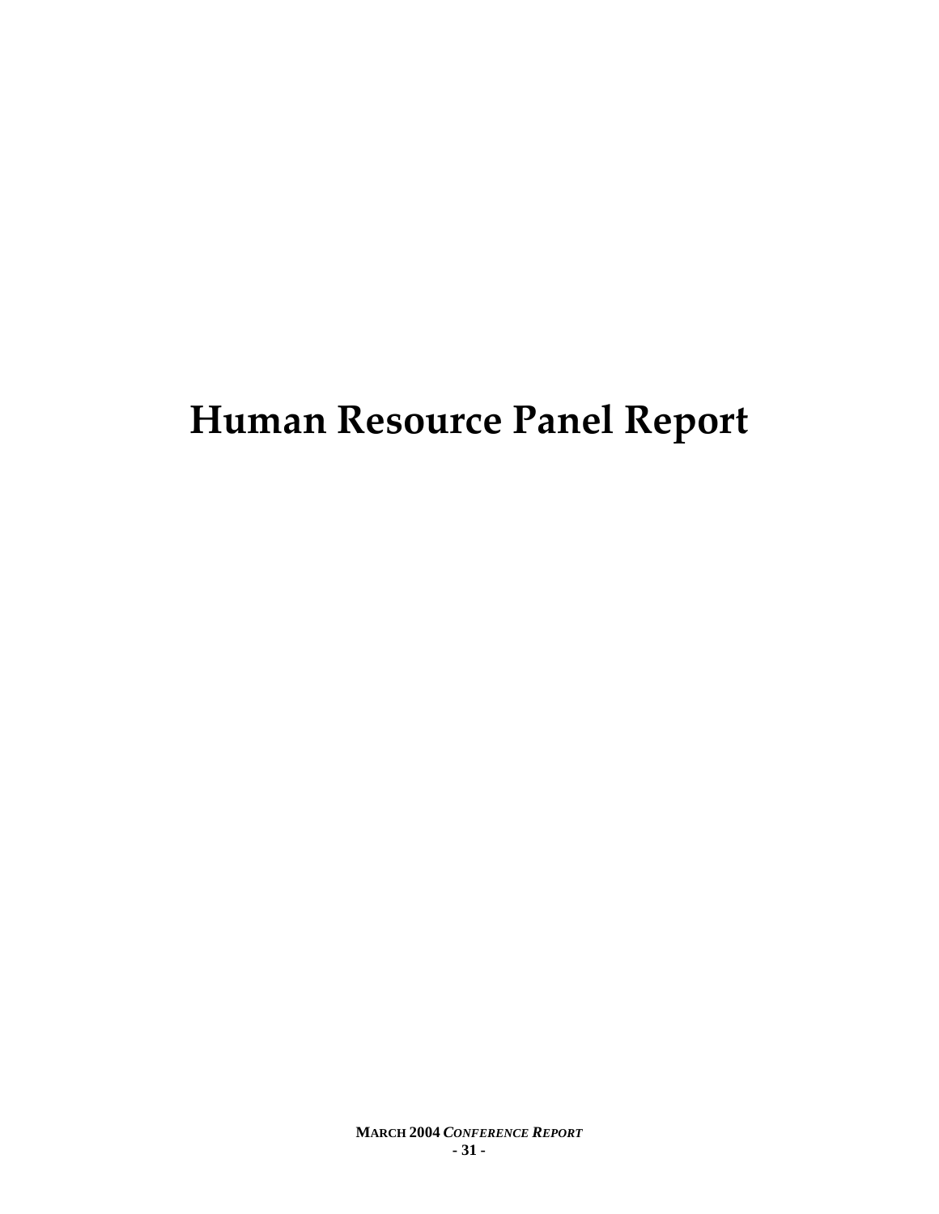# Human Resource Panel Report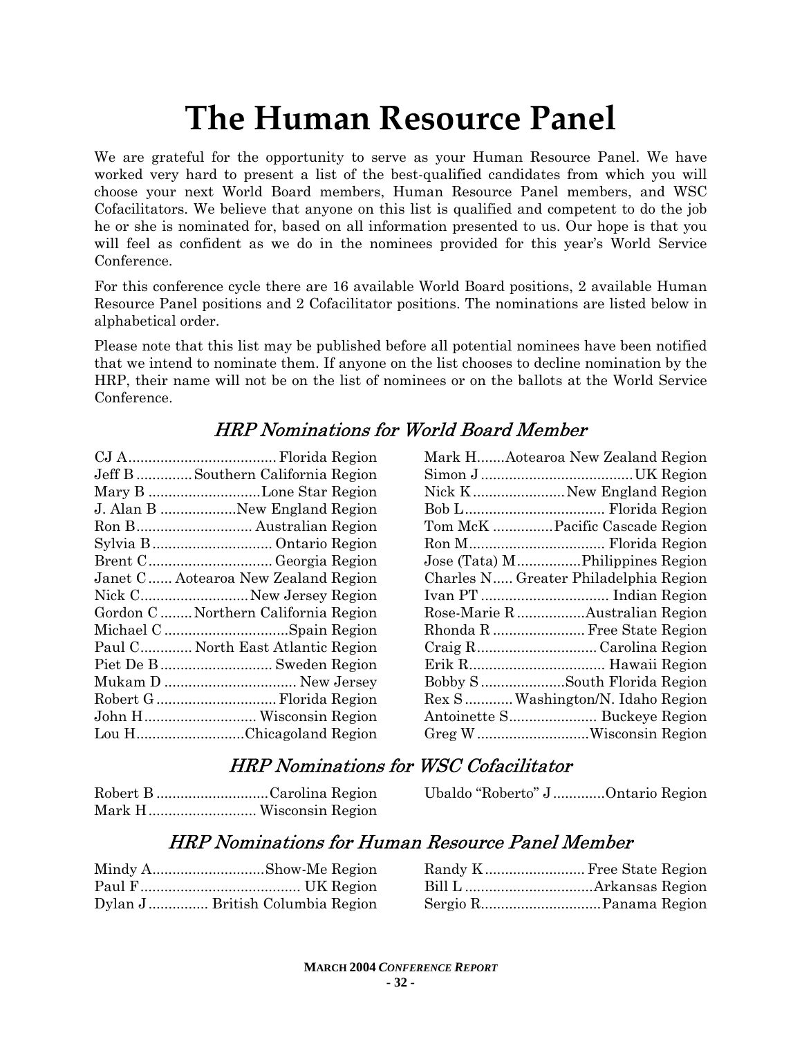# The Human Resource Panel

We are grateful for the opportunity to serve as your Human Resource Panel. We have worked very hard to present a list of the best-qualified candidates from which you will choose your next World Board members, Human Resource Panel members, and WSC Cofacilitators. We believe that anyone on this list is qualified and competent to do the job he or she is nominated for, based on all information presented to us. Our hope is that you will feel as confident as we do in the nominees provided for this year's World Service Conference.

For this conference cycle there are 16 available World Board positions, 2 available Human Resource Panel positions and 2 Cofacilitator positions. The nominations are listed below in alphabetical order.

Please note that this list may be published before all potential nominees have been notified that we intend to nominate them. If anyone on the list chooses to decline nomination by the HRP, their name will not be on the list of nominees or on the ballots at the World Service Conference.

## *HRP Nominations for World Board Member*

CJ A.................................... Florida Region
Jeff B ............. Southern California Region
Mary B ...........................Lone Star Region
J. Alan B ..................New England Region
Ron B............................ Australian Region
Sylvia B ............................. Ontario Region
Brent C.............................. Georgia Region
Janet C ...... Aotearoa New Zealand Region
Nick C..........................New Jersey Region
Gordon C ........ Northern California Region
Michael C ..............................Spain Region
Paul C............. North East Atlantic Region
Piet De B ........................... Sweden Region
Mukam D ................................ New Jersey
Robert G ............................. Florida Region
John H........................... Wisconsin Region
Lou H..........................Chicagoland Region
Mark H.......Aotearoa New Zealand Region
Simon J .....................................UK Region
Nick K......................New England Region
Bob L................................... Florida Region
Tom McK ..............Pacific Cascade Region
Ron M.................................. Florida Region
Jose (Tata) M................Philippines Region
Charles N..... Greater Philadelphia Region
Ivan PT ................................ Indian Region
Rose-Marie R .................Australian Region
Rhonda R ....................... Free State Region
Craig R.............................. Carolina Region
Erik R.................................. Hawaii Region
Bobby S ....................South Florida Region
Rex S ............Washington/N. Idaho Region
Antoinette S...................... Buckeye Region
Greg W ...........................Wisconsin Region

## *HRP Nominations for WSC Cofacilitator*

Robert B ...........................Carolina Region
Mark H.......................... Wisconsin Region
Ubaldo "Roberto" J ............Ontario Region

## *HRP Nominations for Human Resource Panel Member*

Mindy A...........................Show-Me Region
Paul F........................................ UK Region
Dylan J ............... British Columbia Region
Randy K ......................... Free State Region
Bill L ................................Arkansas Region
Sergio R.............................Panama Region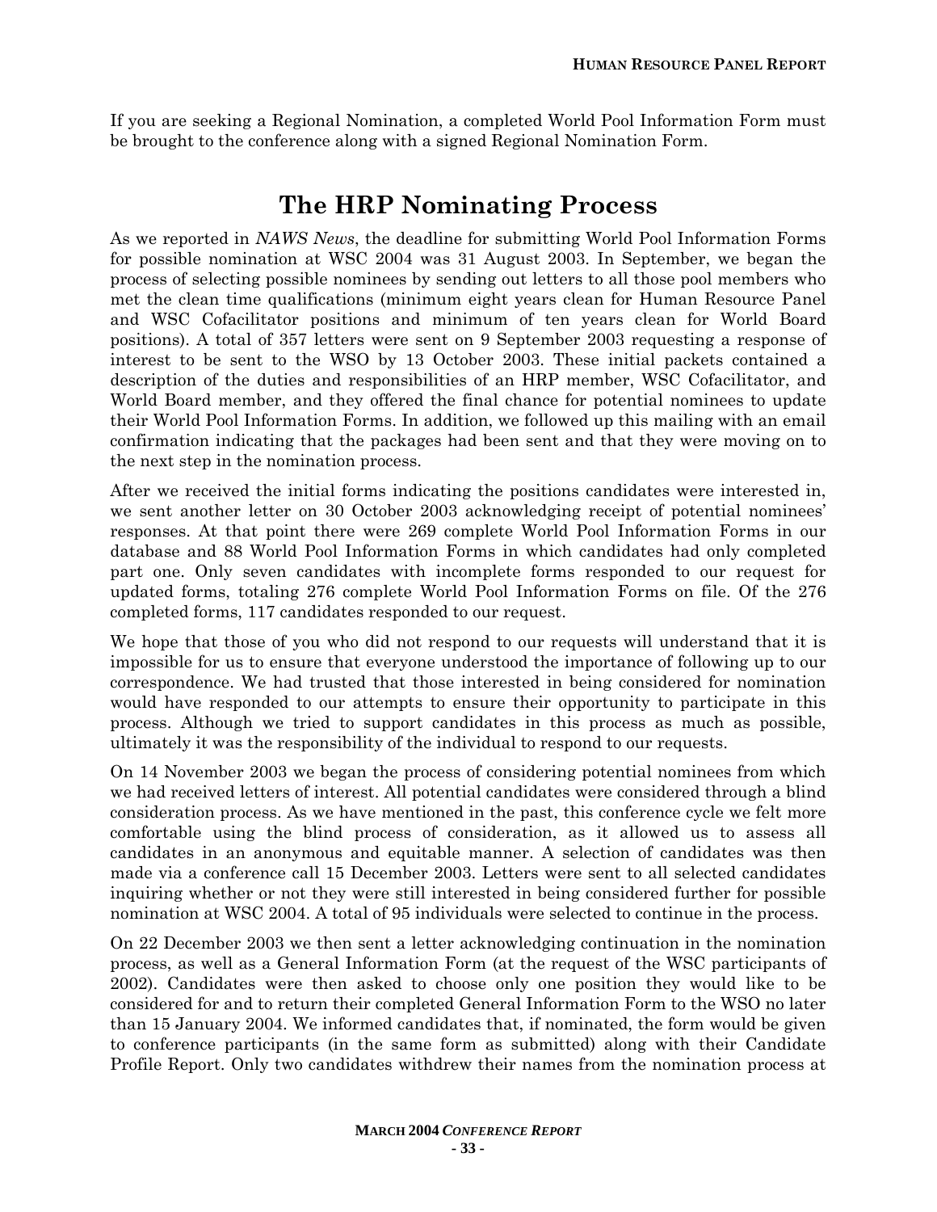If you are seeking a Regional Nomination, a completed World Pool Information Form must be brought to the conference along with a signed Regional Nomination Form.

# The HRP Nominating Process

As we reported in *NAWS News*, the deadline for submitting World Pool Information Forms for possible nomination at WSC 2004 was 31 August 2003. In September, we began the process of selecting possible nominees by sending out letters to all those pool members who met the clean time qualifications (minimum eight years clean for Human Resource Panel and WSC Cofacilitator positions and minimum of ten years clean for World Board positions). A total of 357 letters were sent on 9 September 2003 requesting a response of interest to be sent to the WSO by 13 October 2003. These initial packets contained a description of the duties and responsibilities of an HRP member, WSC Cofacilitator, and World Board member, and they offered the final chance for potential nominees to update their World Pool Information Forms. In addition, we followed up this mailing with an email confirmation indicating that the packages had been sent and that they were moving on to the next step in the nomination process.

After we received the initial forms indicating the positions candidates were interested in, we sent another letter on 30 October 2003 acknowledging receipt of potential nominees' responses. At that point there were 269 complete World Pool Information Forms in our database and 88 World Pool Information Forms in which candidates had only completed part one. Only seven candidates with incomplete forms responded to our request for updated forms, totaling 276 complete World Pool Information Forms on file. Of the 276 completed forms, 117 candidates responded to our request.

We hope that those of you who did not respond to our requests will understand that it is impossible for us to ensure that everyone understood the importance of following up to our correspondence. We had trusted that those interested in being considered for nomination would have responded to our attempts to ensure their opportunity to participate in this process. Although we tried to support candidates in this process as much as possible, ultimately it was the responsibility of the individual to respond to our requests.

On 14 November 2003 we began the process of considering potential nominees from which we had received letters of interest. All potential candidates were considered through a blind consideration process. As we have mentioned in the past, this conference cycle we felt more comfortable using the blind process of consideration, as it allowed us to assess all candidates in an anonymous and equitable manner. A selection of candidates was then made via a conference call 15 December 2003. Letters were sent to all selected candidates inquiring whether or not they were still interested in being considered further for possible nomination at WSC 2004. A total of 95 individuals were selected to continue in the process.

On 22 December 2003 we then sent a letter acknowledging continuation in the nomination process, as well as a General Information Form (at the request of the WSC participants of 2002). Candidates were then asked to choose only one position they would like to be considered for and to return their completed General Information Form to the WSO no later than 15 January 2004. We informed candidates that, if nominated, the form would be given to conference participants (in the same form as submitted) along with their Candidate Profile Report. Only two candidates withdrew their names from the nomination process at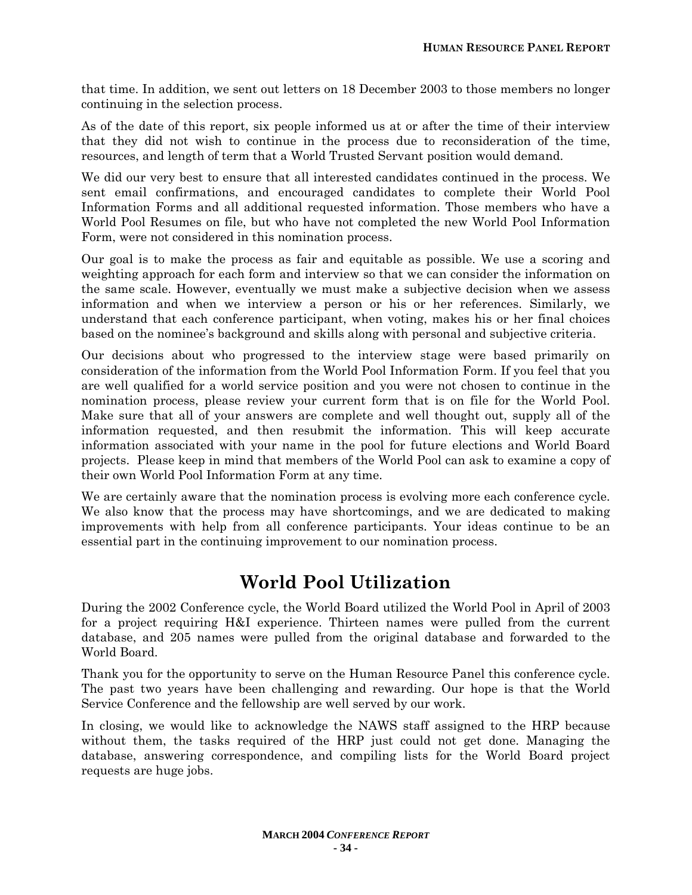that time. In addition, we sent out letters on 18 December 2003 to those members no longer continuing in the selection process.

As of the date of this report, six people informed us at or after the time of their interview that they did not wish to continue in the process due to reconsideration of the time, resources, and length of term that a World Trusted Servant position would demand.

We did our very best to ensure that all interested candidates continued in the process. We sent email confirmations, and encouraged candidates to complete their World Pool Information Forms and all additional requested information. Those members who have a World Pool Resumes on file, but who have not completed the new World Pool Information Form, were not considered in this nomination process.

Our goal is to make the process as fair and equitable as possible. We use a scoring and weighting approach for each form and interview so that we can consider the information on the same scale. However, eventually we must make a subjective decision when we assess information and when we interview a person or his or her references. Similarly, we understand that each conference participant, when voting, makes his or her final choices based on the nominee's background and skills along with personal and subjective criteria.

Our decisions about who progressed to the interview stage were based primarily on consideration of the information from the World Pool Information Form. If you feel that you are well qualified for a world service position and you were not chosen to continue in the nomination process, please review your current form that is on file for the World Pool. Make sure that all of your answers are complete and well thought out, supply all of the information requested, and then resubmit the information. This will keep accurate information associated with your name in the pool for future elections and World Board projects. Please keep in mind that members of the World Pool can ask to examine a copy of their own World Pool Information Form at any time.

We are certainly aware that the nomination process is evolving more each conference cycle. We also know that the process may have shortcomings, and we are dedicated to making improvements with help from all conference participants. Your ideas continue to be an essential part in the continuing improvement to our nomination process.

# World Pool Utilization

During the 2002 Conference cycle, the World Board utilized the World Pool in April of 2003 for a project requiring H&I experience. Thirteen names were pulled from the current database, and 205 names were pulled from the original database and forwarded to the World Board.

Thank you for the opportunity to serve on the Human Resource Panel this conference cycle. The past two years have been challenging and rewarding. Our hope is that the World Service Conference and the fellowship are well served by our work.

In closing, we would like to acknowledge the NAWS staff assigned to the HRP because without them, the tasks required of the HRP just could not get done. Managing the database, answering correspondence, and compiling lists for the World Board project requests are huge jobs.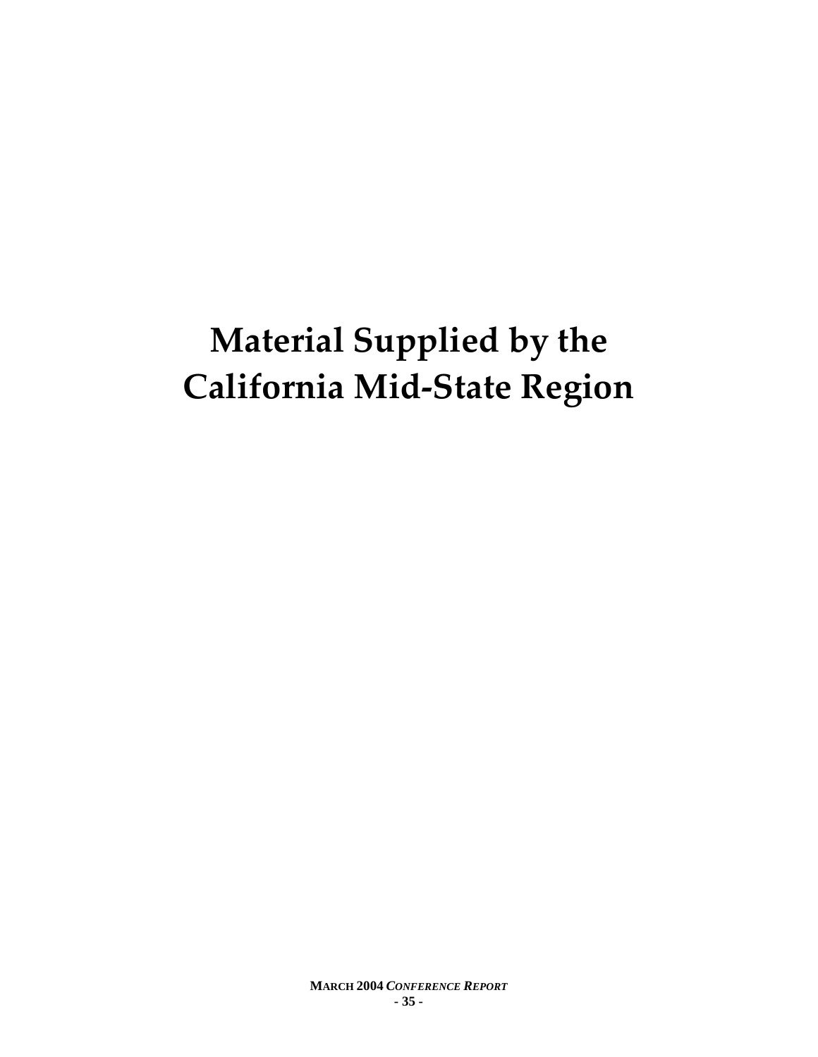# Material Supplied by the California Mid-State Region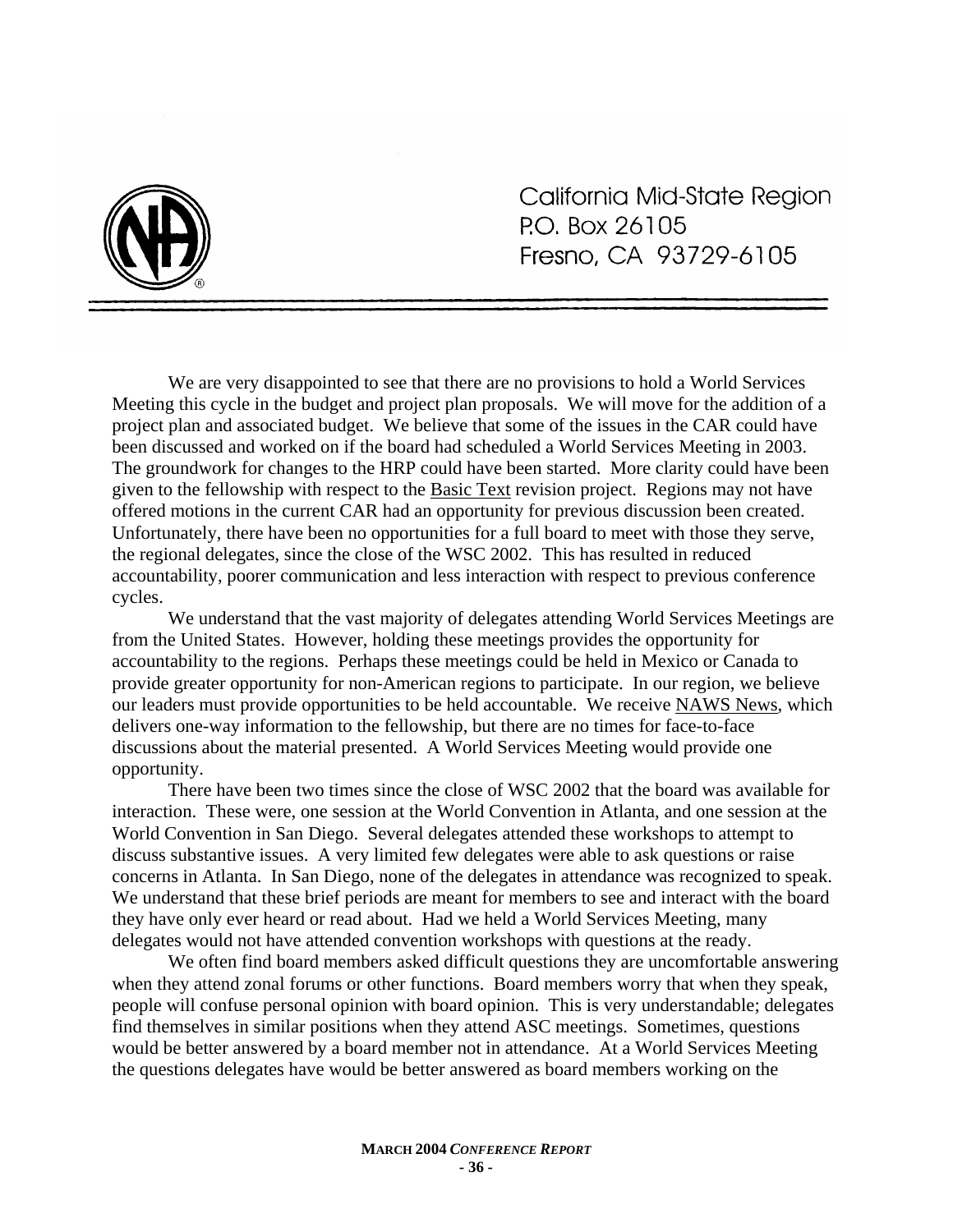California Mid-State Region
P.O. Box 26105
Fresno, CA 93729-6105

---

We are very disappointed to see that there are no provisions to hold a World Services Meeting this cycle in the budget and project plan proposals. We will move for the addition of a project plan and associated budget. We believe that some of the issues in the CAR could have been discussed and worked on if the board had scheduled a World Services Meeting in 2003. The groundwork for changes to the HRP could have been started. More clarity could have been given to the fellowship with respect to the Basic Text revision project. Regions may not have offered motions in the current CAR had an opportunity for previous discussion been created. Unfortunately, there have been no opportunities for a full board to meet with those they serve, the regional delegates, since the close of the WSC 2002. This has resulted in reduced accountability, poorer communication and less interaction with respect to previous conference cycles.

We understand that the vast majority of delegates attending World Services Meetings are from the United States. However, holding these meetings provides the opportunity for accountability to the regions. Perhaps these meetings could be held in Mexico or Canada to provide greater opportunity for non-American regions to participate. In our region, we believe our leaders must provide opportunities to be held accountable. We receive NAWS News, which delivers one-way information to the fellowship, but there are no times for face-to-face discussions about the material presented. A World Services Meeting would provide one opportunity.

There have been two times since the close of WSC 2002 that the board was available for interaction. These were, one session at the World Convention in Atlanta, and one session at the World Convention in San Diego. Several delegates attended these workshops to attempt to discuss substantive issues. A very limited few delegates were able to ask questions or raise concerns in Atlanta. In San Diego, none of the delegates in attendance was recognized to speak. We understand that these brief periods are meant for members to see and interact with the board they have only ever heard or read about. Had we held a World Services Meeting, many delegates would not have attended convention workshops with questions at the ready.

We often find board members asked difficult questions they are uncomfortable answering when they attend zonal forums or other functions. Board members worry that when they speak, people will confuse personal opinion with board opinion. This is very understandable; delegates find themselves in similar positions when they attend ASC meetings. Sometimes, questions would be better answered by a board member not in attendance. At a World Services Meeting the questions delegates have would be better answered as board members working on the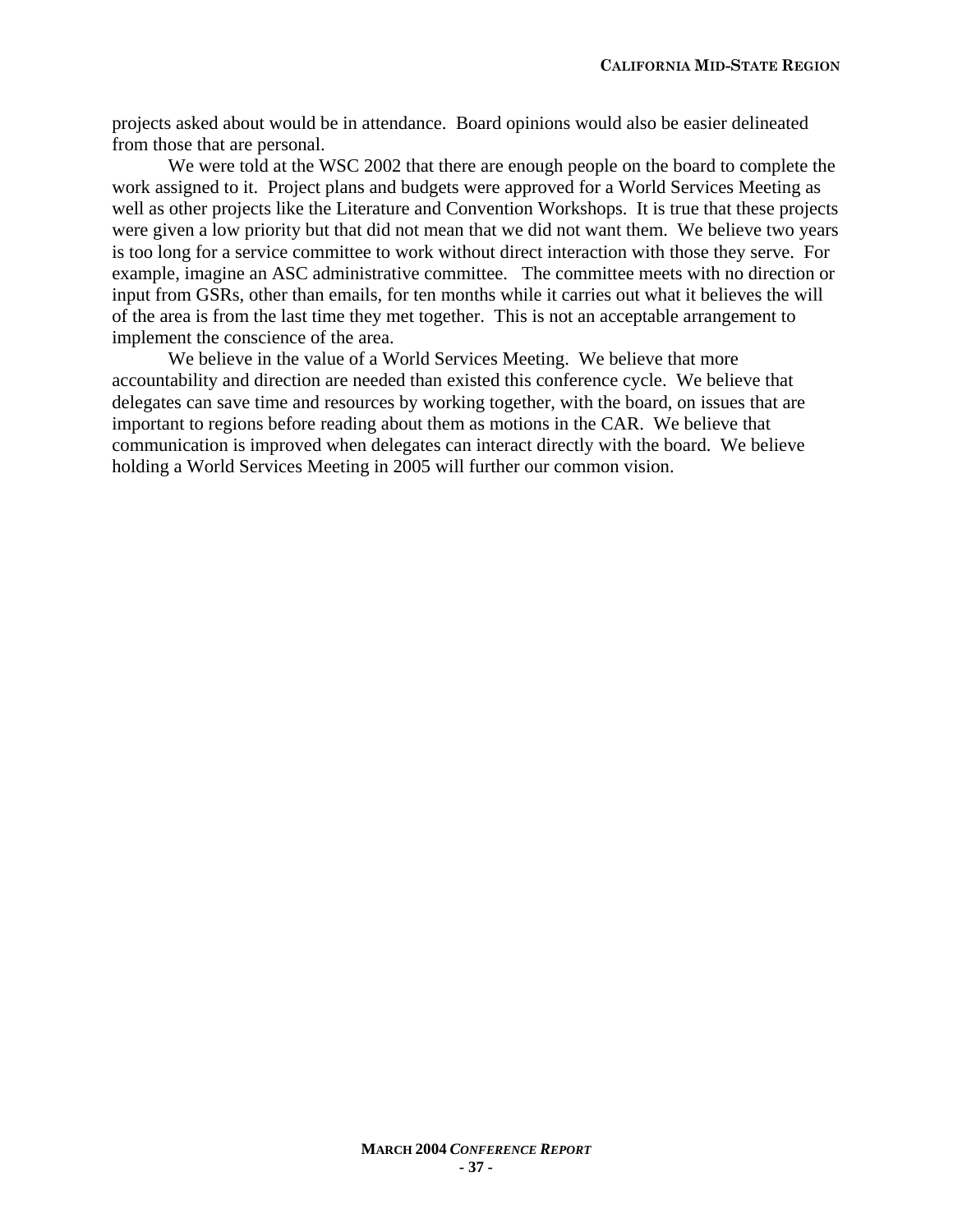projects asked about would be in attendance. Board opinions would also be easier delineated from those that are personal.

We were told at the WSC 2002 that there are enough people on the board to complete the work assigned to it. Project plans and budgets were approved for a World Services Meeting as well as other projects like the Literature and Convention Workshops. It is true that these projects were given a low priority but that did not mean that we did not want them. We believe two years is too long for a service committee to work without direct interaction with those they serve. For example, imagine an ASC administrative committee. The committee meets with no direction or input from GSRs, other than emails, for ten months while it carries out what it believes the will of the area is from the last time they met together. This is not an acceptable arrangement to implement the conscience of the area.

We believe in the value of a World Services Meeting. We believe that more accountability and direction are needed than existed this conference cycle. We believe that delegates can save time and resources by working together, with the board, on issues that are important to regions before reading about them as motions in the CAR. We believe that communication is improved when delegates can interact directly with the board. We believe holding a World Services Meeting in 2005 will further our common vision.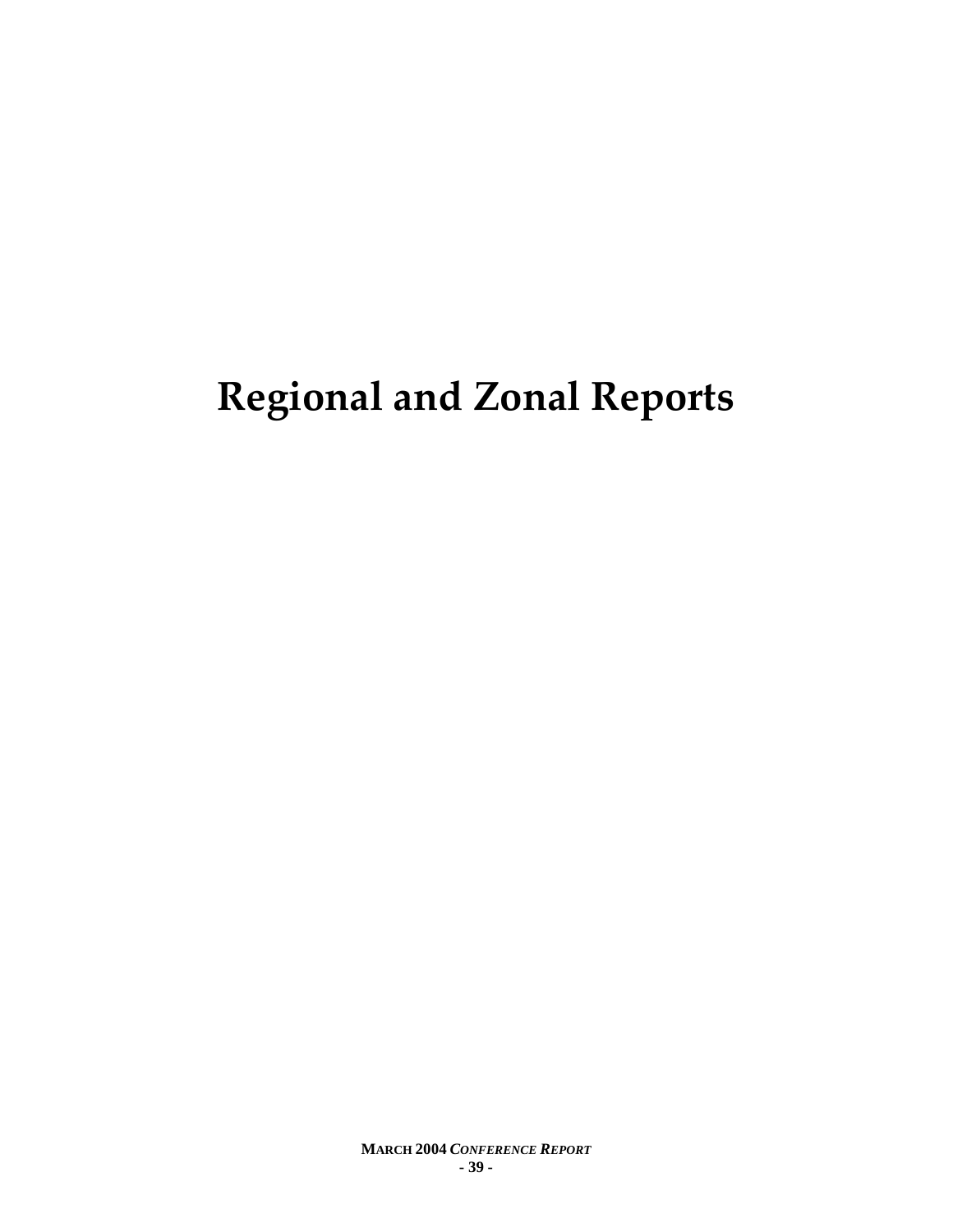# Regional and Zonal Reports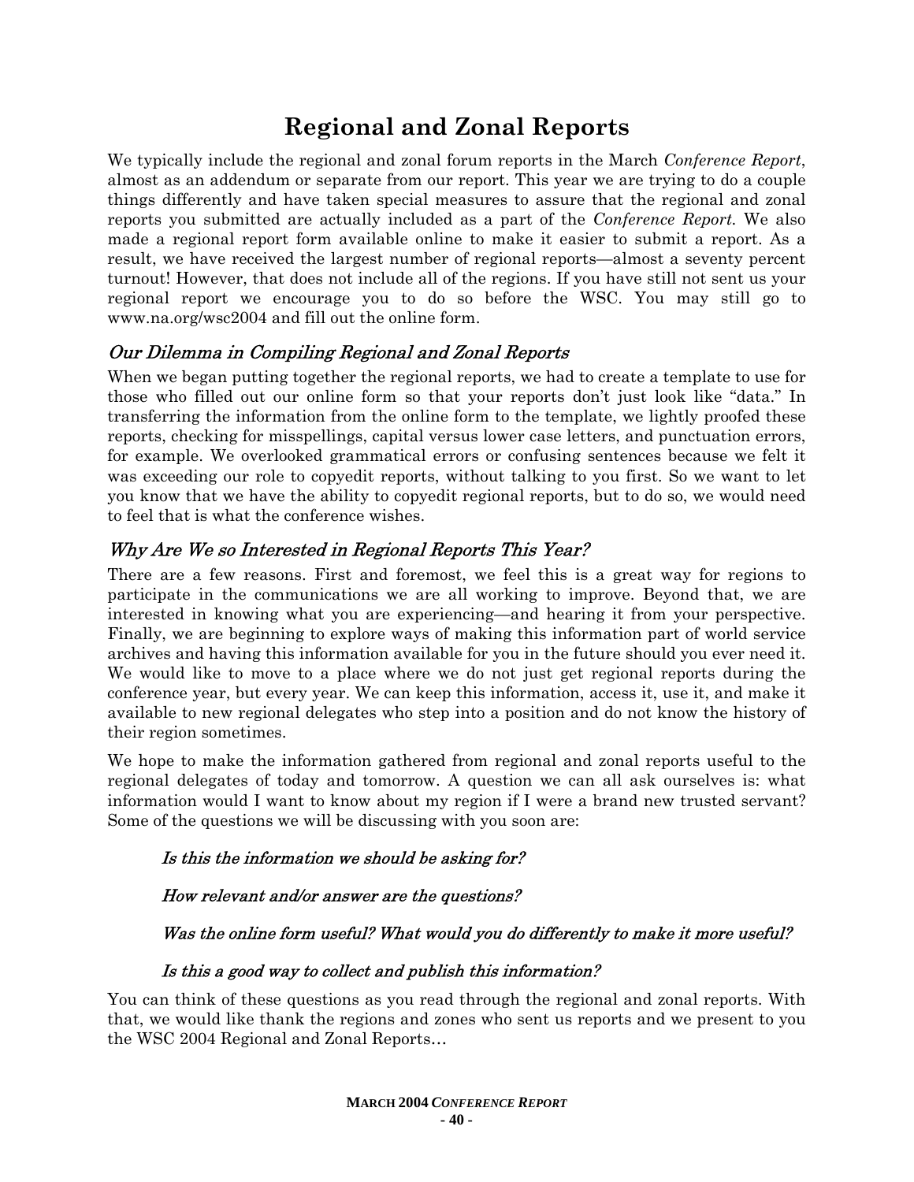# Regional and Zonal Reports

We typically include the regional and zonal forum reports in the March *Conference Report*, almost as an addendum or separate from our report. This year we are trying to do a couple things differently and have taken special measures to assure that the regional and zonal reports you submitted are actually included as a part of the *Conference Report*. We also made a regional report form available online to make it easier to submit a report. As a result, we have received the largest number of regional reports—almost a seventy percent turnout! However, that does not include all of the regions. If you have still not sent us your regional report we encourage you to do so before the WSC. You may still go to www.na.org/wsc2004 and fill out the online form.

## *Our Dilemma in Compiling Regional and Zonal Reports*

When we began putting together the regional reports, we had to create a template to use for those who filled out our online form so that your reports don't just look like "data." In transferring the information from the online form to the template, we lightly proofed these reports, checking for misspellings, capital versus lower case letters, and punctuation errors, for example. We overlooked grammatical errors or confusing sentences because we felt it was exceeding our role to copyedit reports, without talking to you first. So we want to let you know that we have the ability to copyedit regional reports, but to do so, we would need to feel that is what the conference wishes.

## *Why Are We so Interested in Regional Reports This Year?*

There are a few reasons. First and foremost, we feel this is a great way for regions to participate in the communications we are all working to improve. Beyond that, we are interested in knowing what you are experiencing—and hearing it from your perspective. Finally, we are beginning to explore ways of making this information part of world service archives and having this information available for you in the future should you ever need it. We would like to move to a place where we do not just get regional reports during the conference year, but every year. We can keep this information, access it, use it, and make it available to new regional delegates who step into a position and do not know the history of their region sometimes.

We hope to make the information gathered from regional and zonal reports useful to the regional delegates of today and tomorrow. A question we can all ask ourselves is: what information would I want to know about my region if I were a brand new trusted servant? Some of the questions we will be discussing with you soon are:

> *Is this the information we should be asking for?*
>
> *How relevant and/or answer are the questions?*
>
> *Was the online form useful? What would you do differently to make it more useful?*
>
> *Is this a good way to collect and publish this information?*

You can think of these questions as you read through the regional and zonal reports. With that, we would like thank the regions and zones who sent us reports and we present to you the WSC 2004 Regional and Zonal Reports…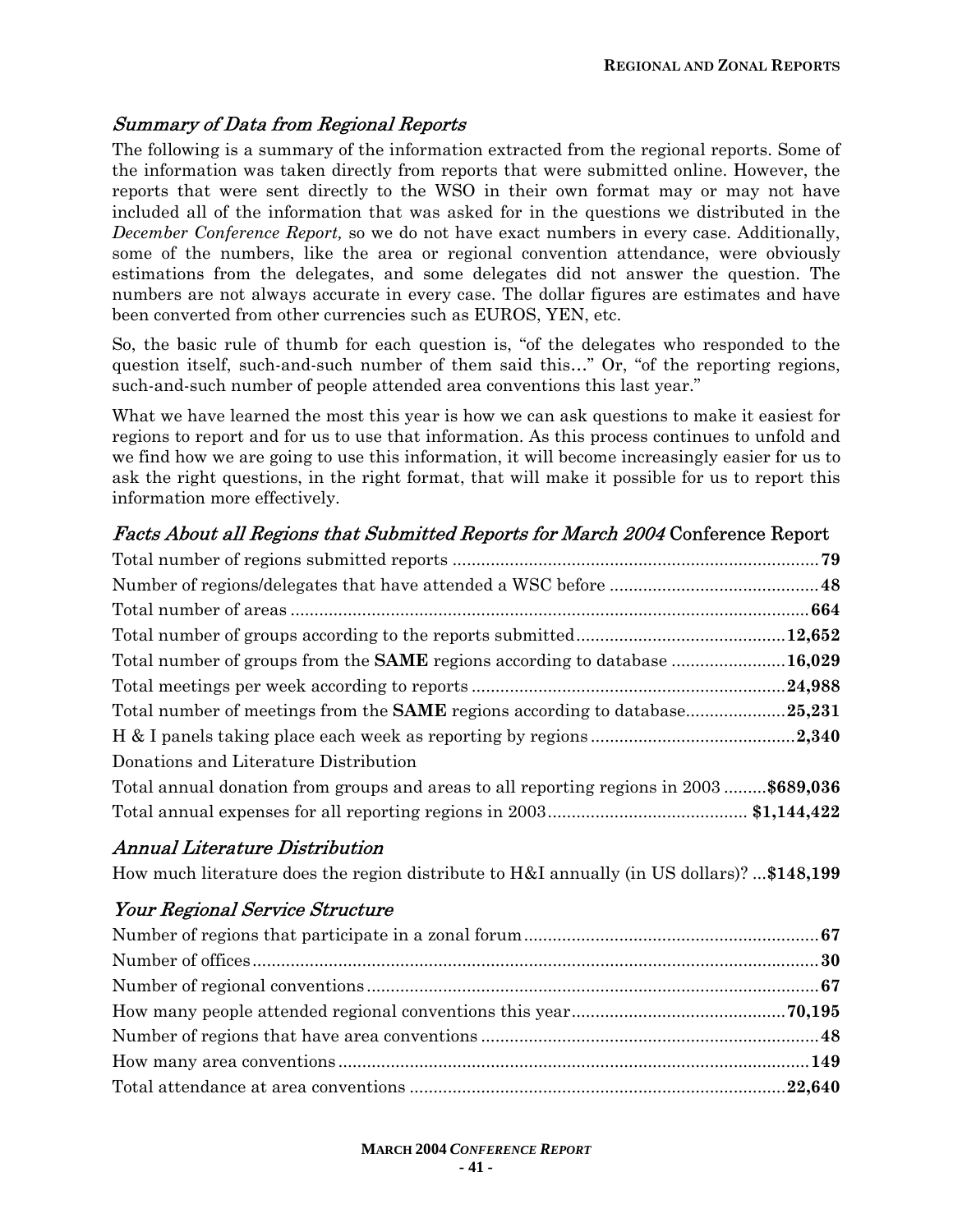## *Summary of Data from Regional Reports*

The following is a summary of the information extracted from the regional reports. Some of the information was taken directly from reports that were submitted online. However, the reports that were sent directly to the WSO in their own format may or may not have included all of the information that was asked for in the questions we distributed in the *December Conference Report,* so we do not have exact numbers in every case. Additionally, some of the numbers, like the area or regional convention attendance, were obviously estimations from the delegates, and some delegates did not answer the question. The numbers are not always accurate in every case. The dollar figures are estimates and have been converted from other currencies such as EUROS, YEN, etc.

So, the basic rule of thumb for each question is, "of the delegates who responded to the question itself, such-and-such number of them said this…" Or, "of the reporting regions, such-and-such number of people attended area conventions this last year."

What we have learned the most this year is how we can ask questions to make it easiest for regions to report and for us to use that information. As this process continues to unfold and we find how we are going to use this information, it will become increasingly easier for us to ask the right questions, in the right format, that will make it possible for us to report this information more effectively.

## *Facts About all Regions that Submitted Reports for March 2004* Conference Report

Total number of regions submitted reports .......... **79**

Number of regions/delegates that have attended a WSC before .......... **48**

Total number of areas .......... **664**

Total number of groups according to the reports submitted .......... **12,652**

Total number of groups from the **SAME** regions according to database .......... **16,029**

Total meetings per week according to reports .......... **24,988**

Total number of meetings from the **SAME** regions according to database .......... **25,231**

H & I panels taking place each week as reporting by regions .......... **2,340**

Donations and Literature Distribution

Total annual donation from groups and areas to all reporting regions in 2003 .......... **$689,036**

Total annual expenses for all reporting regions in 2003 .......... **$1,144,422**

## *Annual Literature Distribution*

How much literature does the region distribute to H&I annually (in US dollars)? ... **$148,199**

## *Your Regional Service Structure*

Number of regions that participate in a zonal forum .......... **67**

Number of offices .......... **30**

Number of regional conventions .......... **67**

How many people attended regional conventions this year .......... **70,195**

Number of regions that have area conventions .......... **48**

How many area conventions .......... **149**

Total attendance at area conventions .......... **22,640**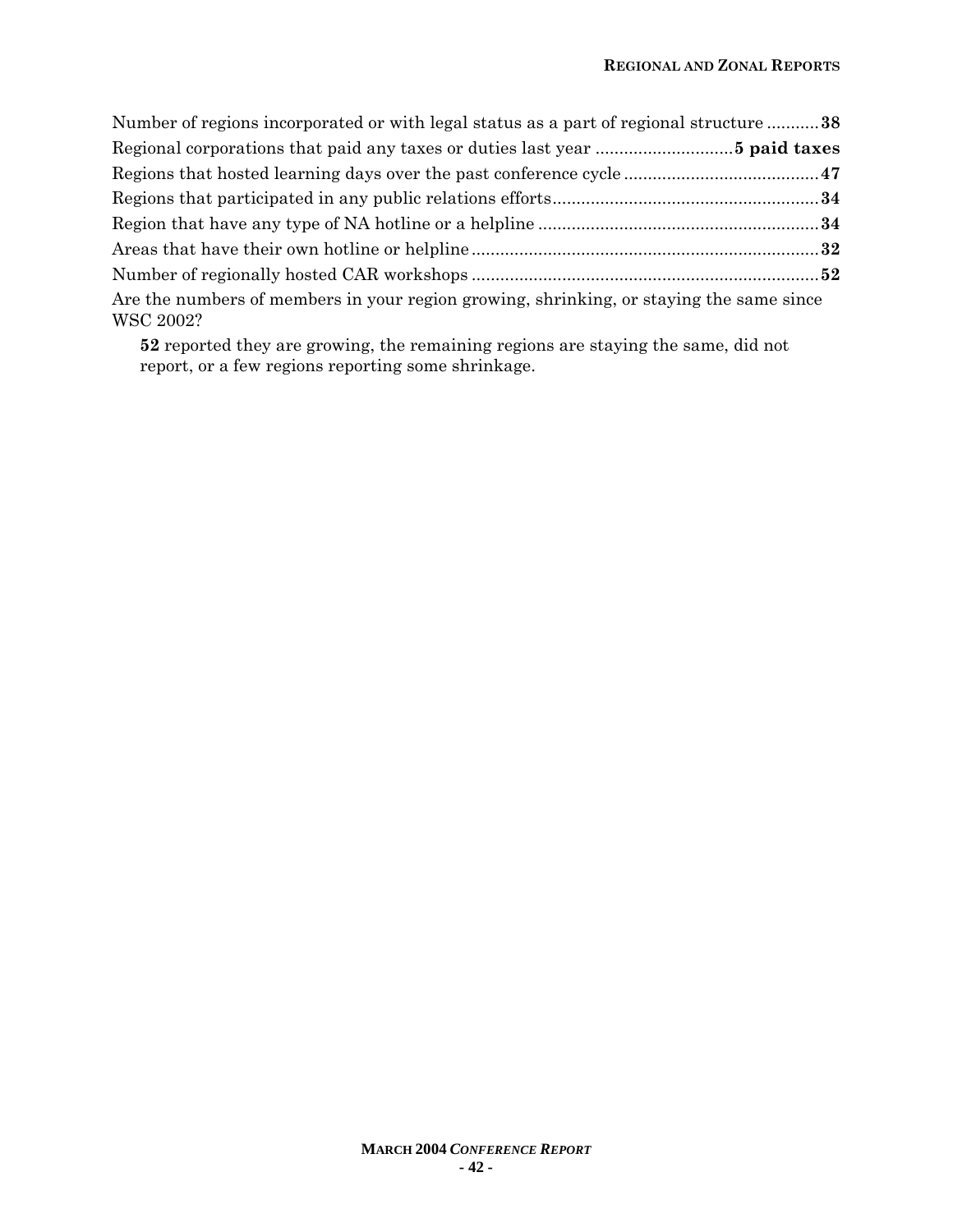Number of regions incorporated or with legal status as a part of regional structure ........... **38**

Regional corporations that paid any taxes or duties last year ............................ **5 paid taxes**

Regions that hosted learning days over the past conference cycle ........................................ **47**

Regions that participated in any public relations efforts........................................................ **34**

Region that have any type of NA hotline or a helpline .......................................................... **34**

Areas that have their own hotline or helpline........................................................................ **32**

Number of regionally hosted CAR workshops ........................................................................ **52**

Are the numbers of members in your region growing, shrinking, or staying the same since WSC 2002?

> **52** reported they are growing, the remaining regions are staying the same, did not report, or a few regions reporting some shrinkage.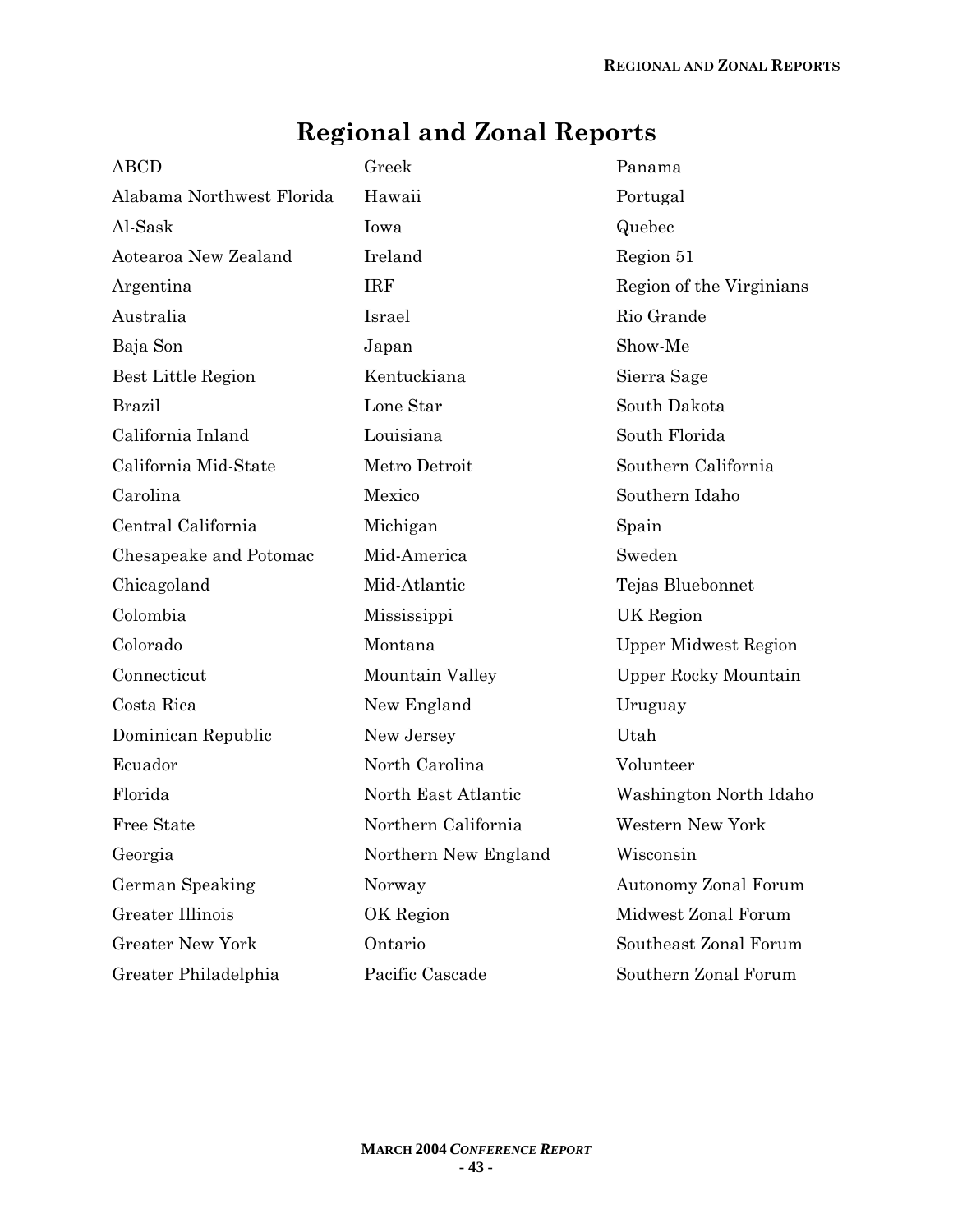# Regional and Zonal Reports

ABCD
Alabama Northwest Florida
Al-Sask
Aotearoa New Zealand
Argentina
Australia
Baja Son
Best Little Region
Brazil
California Inland
California Mid-State
Carolina
Central California
Chesapeake and Potomac
Chicagoland
Colombia
Colorado
Connecticut
Costa Rica
Dominican Republic
Ecuador
Florida
Free State
Georgia
German Speaking
Greater Illinois
Greater New York
Greater Philadelphia
Greek
Hawaii
Iowa
Ireland
IRF
Israel
Japan
Kentuckiana
Lone Star
Louisiana
Metro Detroit
Mexico
Michigan
Mid-America
Mid-Atlantic
Mississippi
Montana
Mountain Valley
New England
New Jersey
North Carolina
North East Atlantic
Northern California
Northern New England
Norway
OK Region
Ontario
Pacific Cascade
Panama
Portugal
Quebec
Region 51
Region of the Virginians
Rio Grande
Show-Me
Sierra Sage
South Dakota
South Florida
Southern California
Southern Idaho
Spain
Sweden
Tejas Bluebonnet
UK Region
Upper Midwest Region
Upper Rocky Mountain
Uruguay
Utah
Volunteer
Washington North Idaho
Western New York
Wisconsin
Autonomy Zonal Forum
Midwest Zonal Forum
Southeast Zonal Forum
Southern Zonal Forum